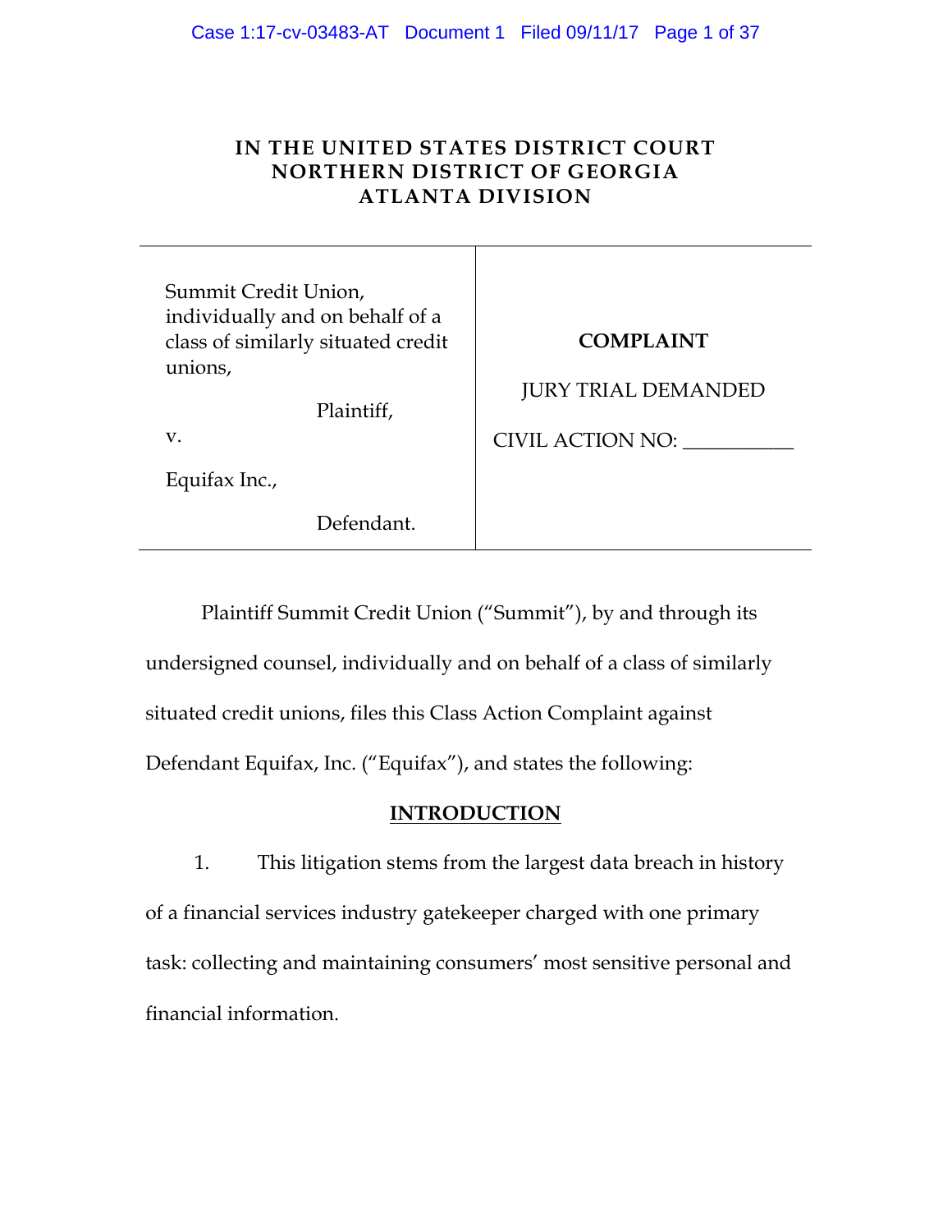**IN THE UNITED STATES DISTRICT COURT**
**NORTHERN DISTRICT OF GEORGIA**
**ATLANTA DIVISION**

| | |
|---|---|
| Summit Credit Union, individually and on behalf of a class of similarly situated credit unions,<br><br>Plaintiff,<br><br>v.<br><br>Equifax Inc.,<br><br>Defendant. | **COMPLAINT**<br><br>JURY TRIAL DEMANDED<br><br>CIVIL ACTION NO: ___________ |

Plaintiff Summit Credit Union ("Summit"), by and through its undersigned counsel, individually and on behalf of a class of similarly situated credit unions, files this Class Action Complaint against Defendant Equifax, Inc. ("Equifax"), and states the following:

## INTRODUCTION

1. This litigation stems from the largest data breach in history of a financial services industry gatekeeper charged with one primary task: collecting and maintaining consumers' most sensitive personal and financial information.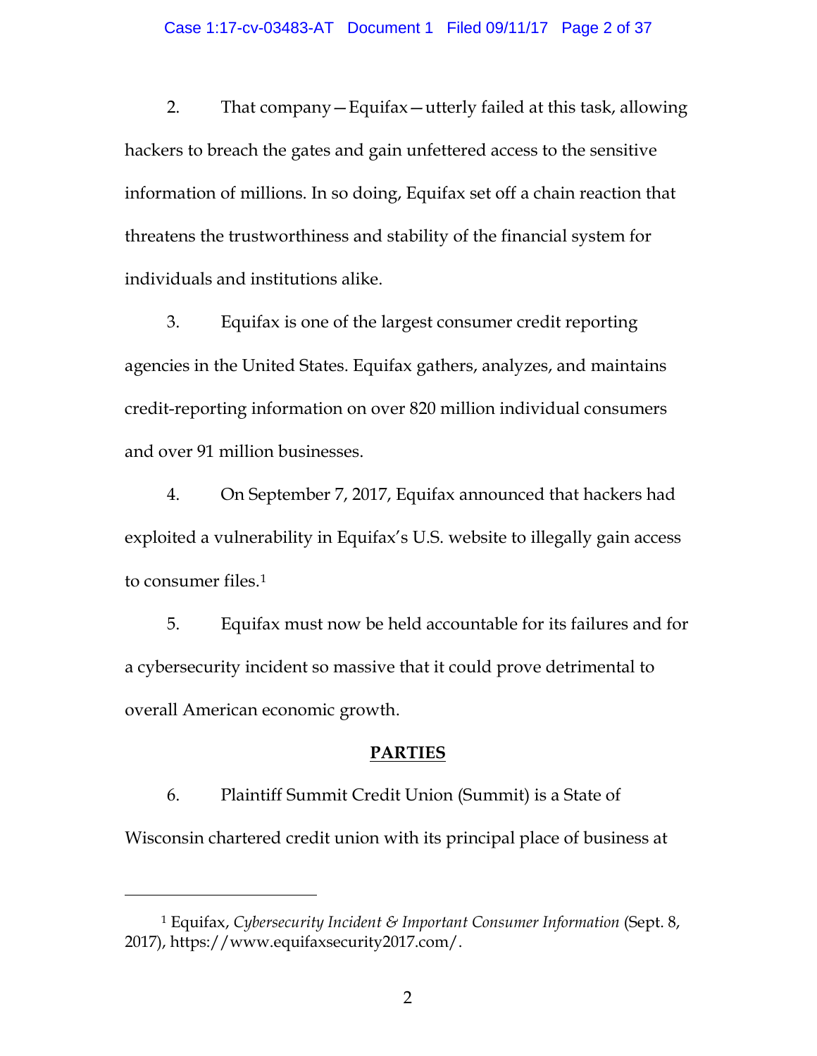2. That company—Equifax—utterly failed at this task, allowing hackers to breach the gates and gain unfettered access to the sensitive information of millions. In so doing, Equifax set off a chain reaction that threatens the trustworthiness and stability of the financial system for individuals and institutions alike.

3. Equifax is one of the largest consumer credit reporting agencies in the United States. Equifax gathers, analyzes, and maintains credit-reporting information on over 820 million individual consumers and over 91 million businesses.

4. On September 7, 2017, Equifax announced that hackers had exploited a vulnerability in Equifax's U.S. website to illegally gain access to consumer files.[1]

5. Equifax must now be held accountable for its failures and for a cybersecurity incident so massive that it could prove detrimental to overall American economic growth.

## PARTIES

6. Plaintiff Summit Credit Union (Summit) is a State of Wisconsin chartered credit union with its principal place of business at

---

[1] Equifax, *Cybersecurity Incident & Important Consumer Information* (Sept. 8, 2017), https://www.equifaxsecurity2017.com/.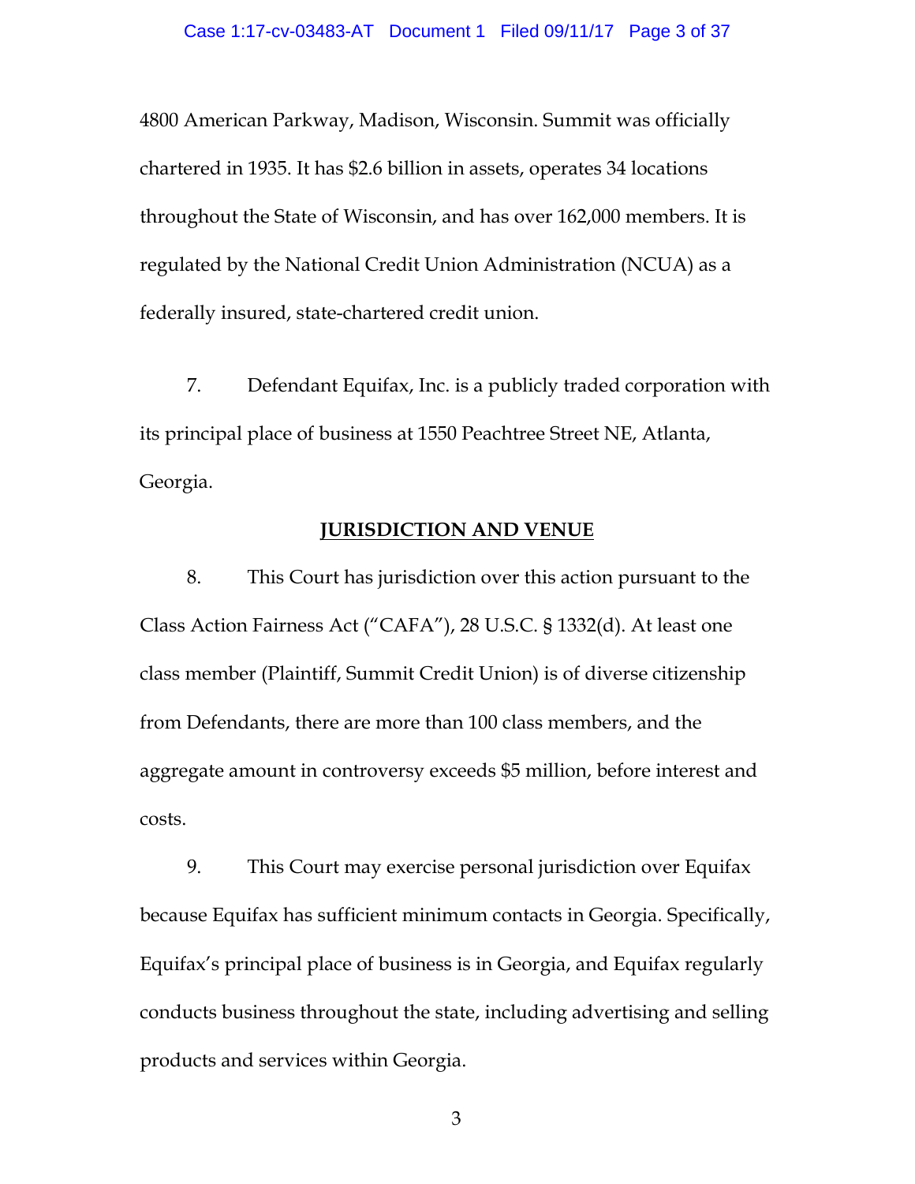4800 American Parkway, Madison, Wisconsin. Summit was officially chartered in 1935. It has $2.6 billion in assets, operates 34 locations throughout the State of Wisconsin, and has over 162,000 members. It is regulated by the National Credit Union Administration (NCUA) as a federally insured, state-chartered credit union.

7. Defendant Equifax, Inc. is a publicly traded corporation with its principal place of business at 1550 Peachtree Street NE, Atlanta, Georgia.

## JURISDICTION AND VENUE

8. This Court has jurisdiction over this action pursuant to the Class Action Fairness Act ("CAFA"), 28 U.S.C. § 1332(d). At least one class member (Plaintiff, Summit Credit Union) is of diverse citizenship from Defendants, there are more than 100 class members, and the aggregate amount in controversy exceeds $5 million, before interest and costs.

9. This Court may exercise personal jurisdiction over Equifax because Equifax has sufficient minimum contacts in Georgia. Specifically, Equifax's principal place of business is in Georgia, and Equifax regularly conducts business throughout the state, including advertising and selling products and services within Georgia.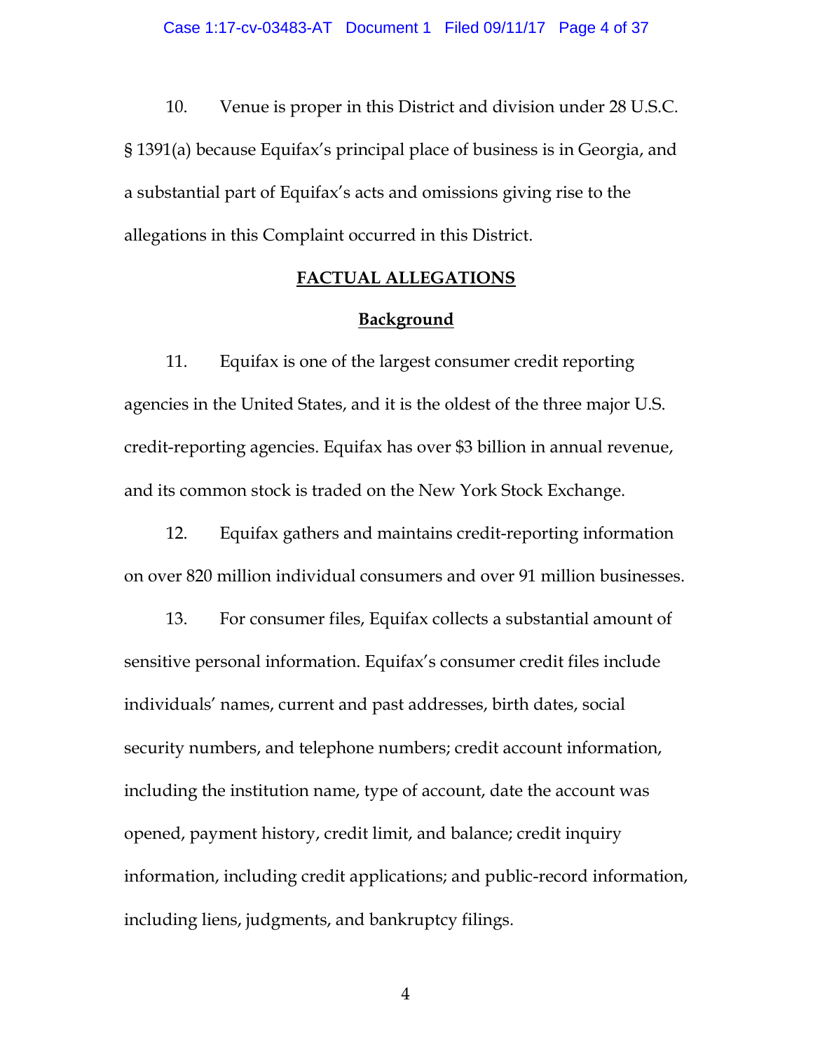10. Venue is proper in this District and division under 28 U.S.C. § 1391(a) because Equifax's principal place of business is in Georgia, and a substantial part of Equifax's acts and omissions giving rise to the allegations in this Complaint occurred in this District.

## FACTUAL ALLEGATIONS

### Background

11. Equifax is one of the largest consumer credit reporting agencies in the United States, and it is the oldest of the three major U.S. credit-reporting agencies. Equifax has over $3 billion in annual revenue, and its common stock is traded on the New York Stock Exchange.

12. Equifax gathers and maintains credit-reporting information on over 820 million individual consumers and over 91 million businesses.

13. For consumer files, Equifax collects a substantial amount of sensitive personal information. Equifax's consumer credit files include individuals' names, current and past addresses, birth dates, social security numbers, and telephone numbers; credit account information, including the institution name, type of account, date the account was opened, payment history, credit limit, and balance; credit inquiry information, including credit applications; and public-record information, including liens, judgments, and bankruptcy filings.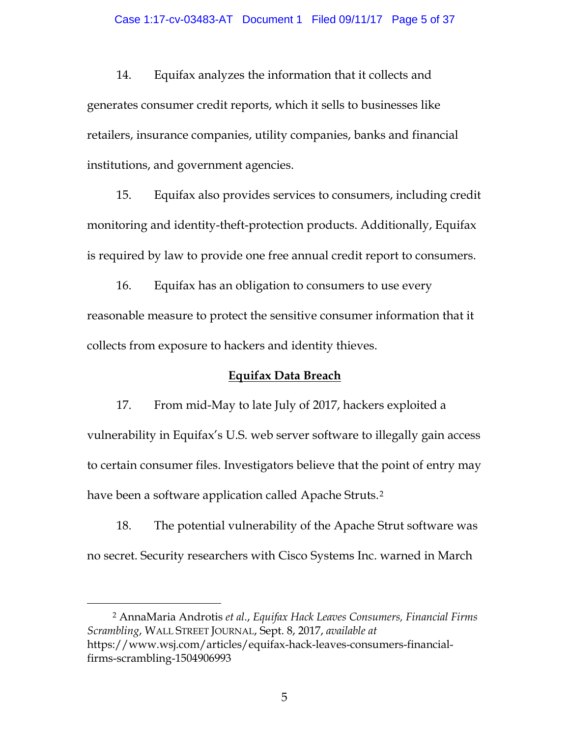14. Equifax analyzes the information that it collects and generates consumer credit reports, which it sells to businesses like retailers, insurance companies, utility companies, banks and financial institutions, and government agencies.

15. Equifax also provides services to consumers, including credit monitoring and identity-theft-protection products. Additionally, Equifax is required by law to provide one free annual credit report to consumers.

16. Equifax has an obligation to consumers to use every reasonable measure to protect the sensitive consumer information that it collects from exposure to hackers and identity thieves.

**Equifax Data Breach**

17. From mid-May to late July of 2017, hackers exploited a vulnerability in Equifax's U.S. web server software to illegally gain access to certain consumer files. Investigators believe that the point of entry may have been a software application called Apache Struts.[2]

18. The potential vulnerability of the Apache Strut software was no secret. Security researchers with Cisco Systems Inc. warned in March

---

[2] AnnaMaria Androtis *et al.*, *Equifax Hack Leaves Consumers, Financial Firms Scrambling*, WALL STREET JOURNAL, Sept. 8, 2017, *available at* https://www.wsj.com/articles/equifax-hack-leaves-consumers-financial-firms-scrambling-1504906993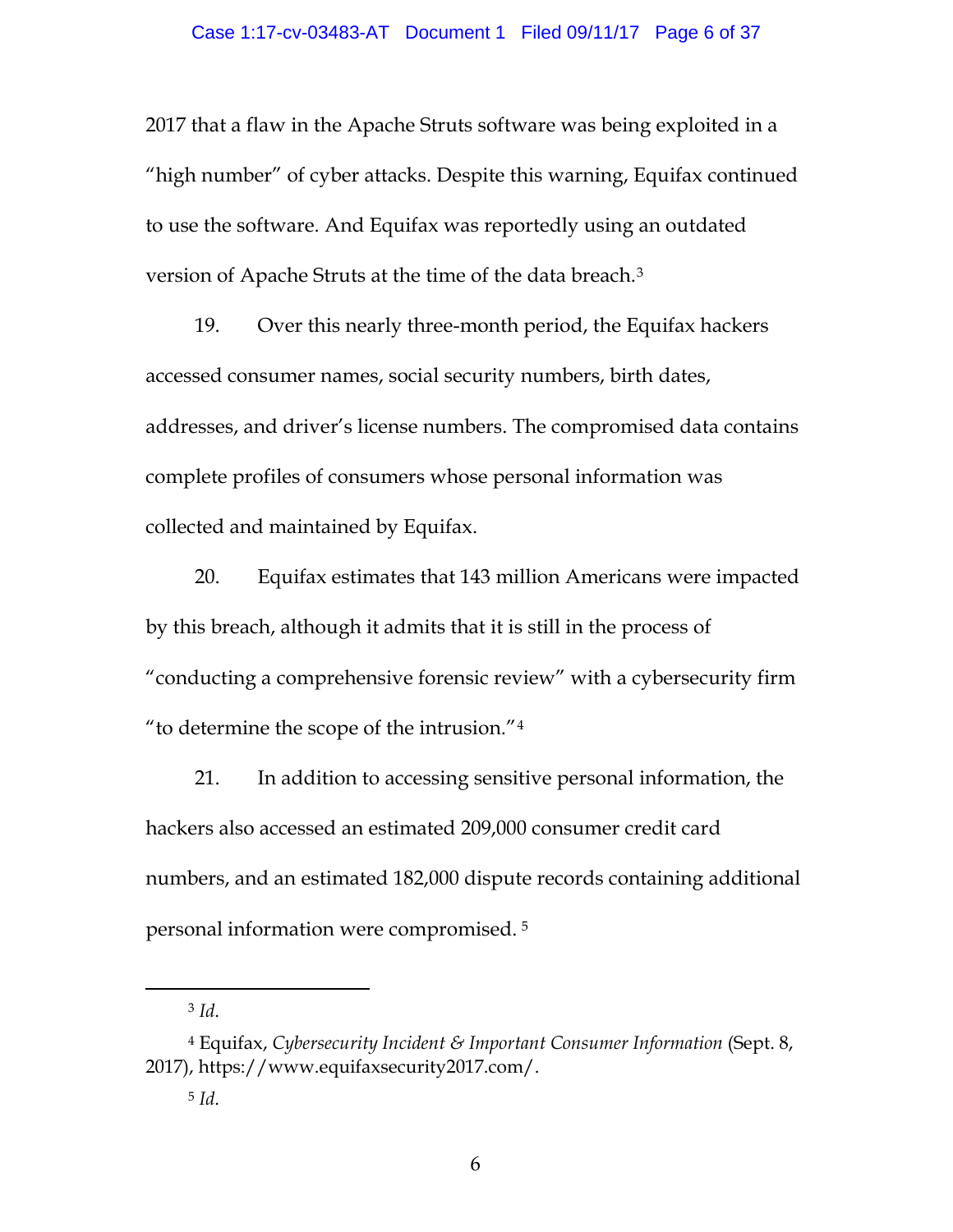2017 that a flaw in the Apache Struts software was being exploited in a "high number" of cyber attacks. Despite this warning, Equifax continued to use the software. And Equifax was reportedly using an outdated version of Apache Struts at the time of the data breach.[3]

19. Over this nearly three-month period, the Equifax hackers accessed consumer names, social security numbers, birth dates, addresses, and driver's license numbers. The compromised data contains complete profiles of consumers whose personal information was collected and maintained by Equifax.

20. Equifax estimates that 143 million Americans were impacted by this breach, although it admits that it is still in the process of "conducting a comprehensive forensic review" with a cybersecurity firm "to determine the scope of the intrusion."[4]

21. In addition to accessing sensitive personal information, the hackers also accessed an estimated 209,000 consumer credit card numbers, and an estimated 182,000 dispute records containing additional personal information were compromised.[5]

---

[3] *Id*.

[4] Equifax, *Cybersecurity Incident & Important Consumer Information* (Sept. 8, 2017), https://www.equifaxsecurity2017.com/.

[5] *Id*.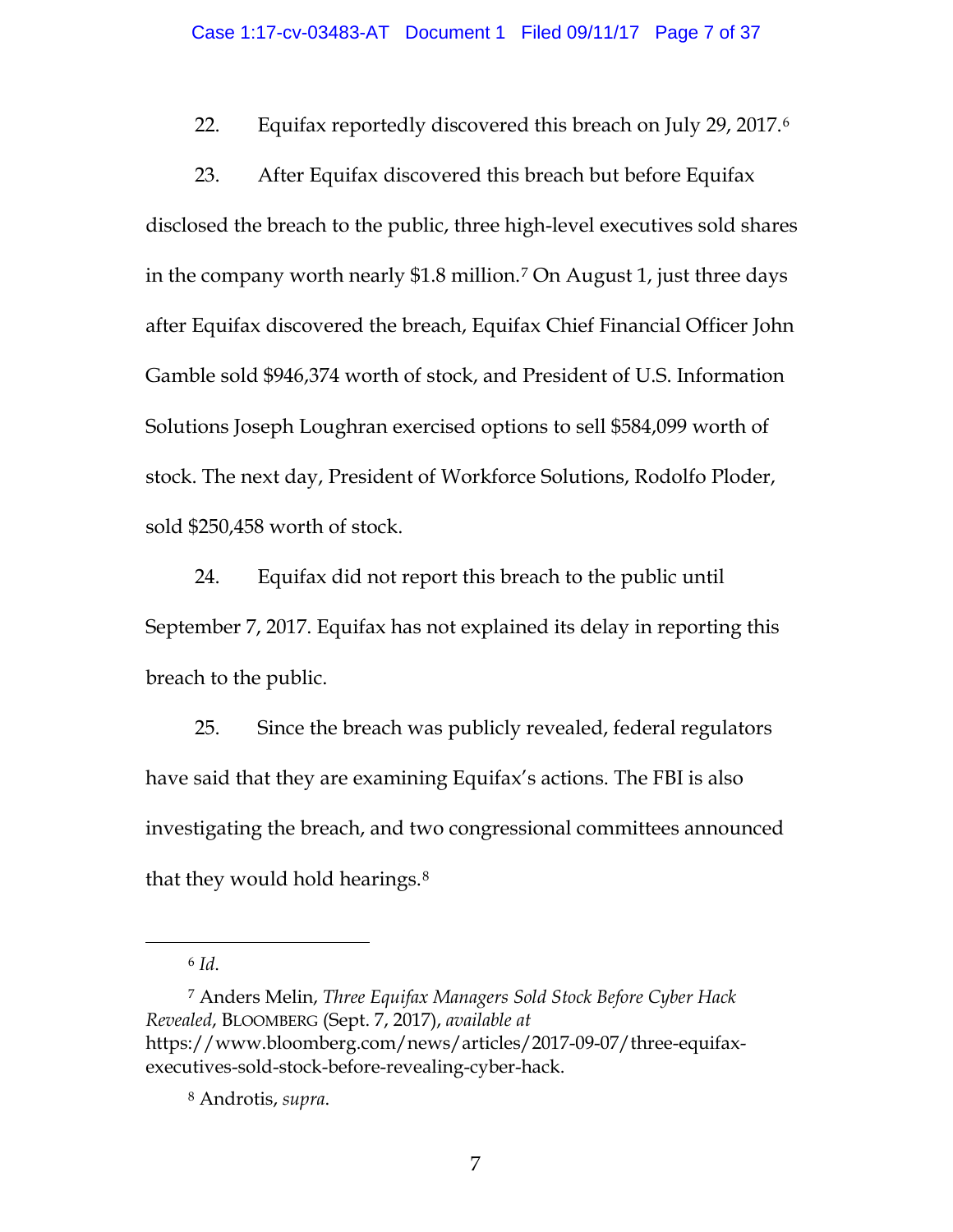22. Equifax reportedly discovered this breach on July 29, 2017.[6]

23. After Equifax discovered this breach but before Equifax disclosed the breach to the public, three high-level executives sold shares in the company worth nearly $1.8 million.[7] On August 1, just three days after Equifax discovered the breach, Equifax Chief Financial Officer John Gamble sold $946,374 worth of stock, and President of U.S. Information Solutions Joseph Loughran exercised options to sell $584,099 worth of stock. The next day, President of Workforce Solutions, Rodolfo Ploder, sold $250,458 worth of stock.

24. Equifax did not report this breach to the public until September 7, 2017. Equifax has not explained its delay in reporting this breach to the public.

25. Since the breach was publicly revealed, federal regulators have said that they are examining Equifax's actions. The FBI is also investigating the breach, and two congressional committees announced that they would hold hearings.[8]

---

[6] *Id.*

[7] Anders Melin, *Three Equifax Managers Sold Stock Before Cyber Hack Revealed*, BLOOMBERG (Sept. 7, 2017), *available at* https://www.bloomberg.com/news/articles/2017-09-07/three-equifax-executives-sold-stock-before-revealing-cyber-hack.

[8] Androtis, *supra*.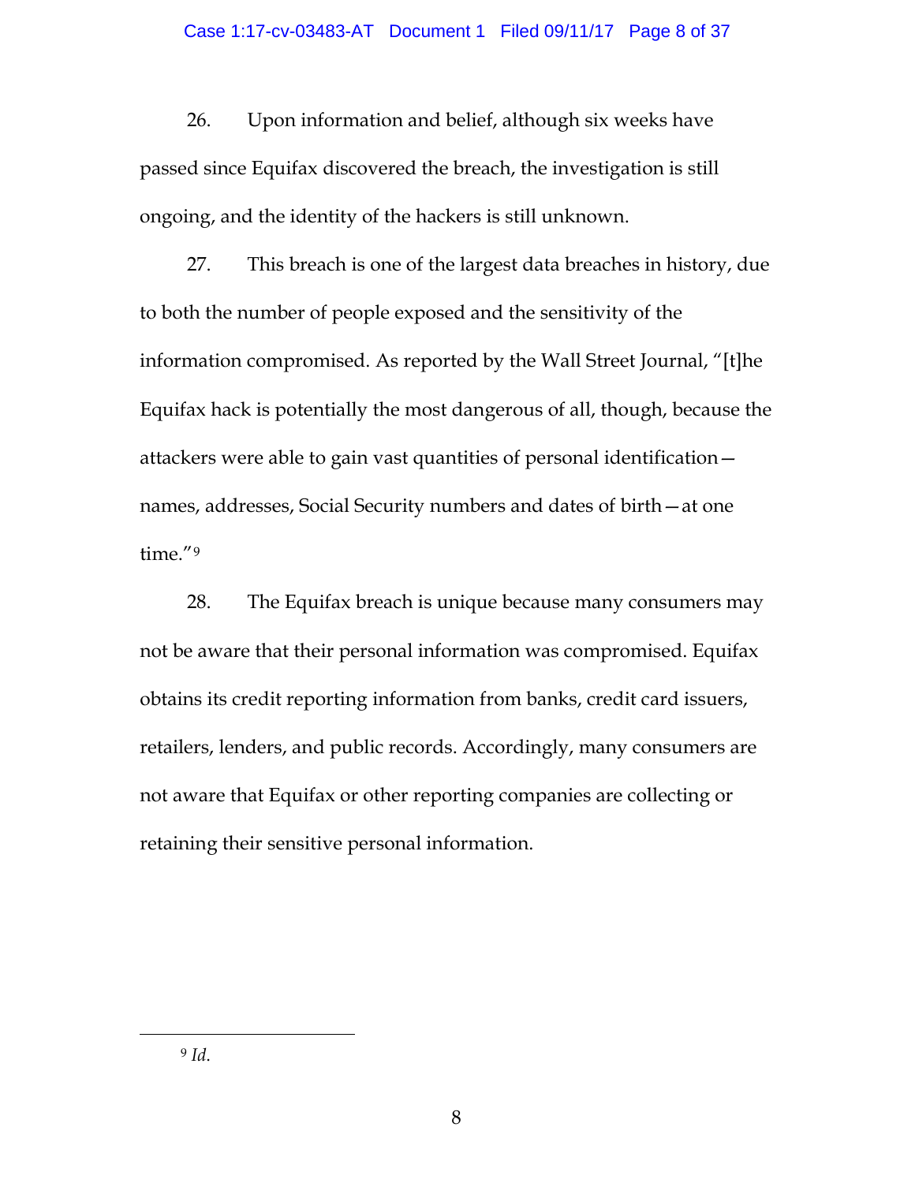26. Upon information and belief, although six weeks have passed since Equifax discovered the breach, the investigation is still ongoing, and the identity of the hackers is still unknown.

27. This breach is one of the largest data breaches in history, due to both the number of people exposed and the sensitivity of the information compromised. As reported by the Wall Street Journal, "[t]he Equifax hack is potentially the most dangerous of all, though, because the attackers were able to gain vast quantities of personal identification—names, addresses, Social Security numbers and dates of birth—at one time."[9]

28. The Equifax breach is unique because many consumers may not be aware that their personal information was compromised. Equifax obtains its credit reporting information from banks, credit card issuers, retailers, lenders, and public records. Accordingly, many consumers are not aware that Equifax or other reporting companies are collecting or retaining their sensitive personal information.

---

[9] *Id.*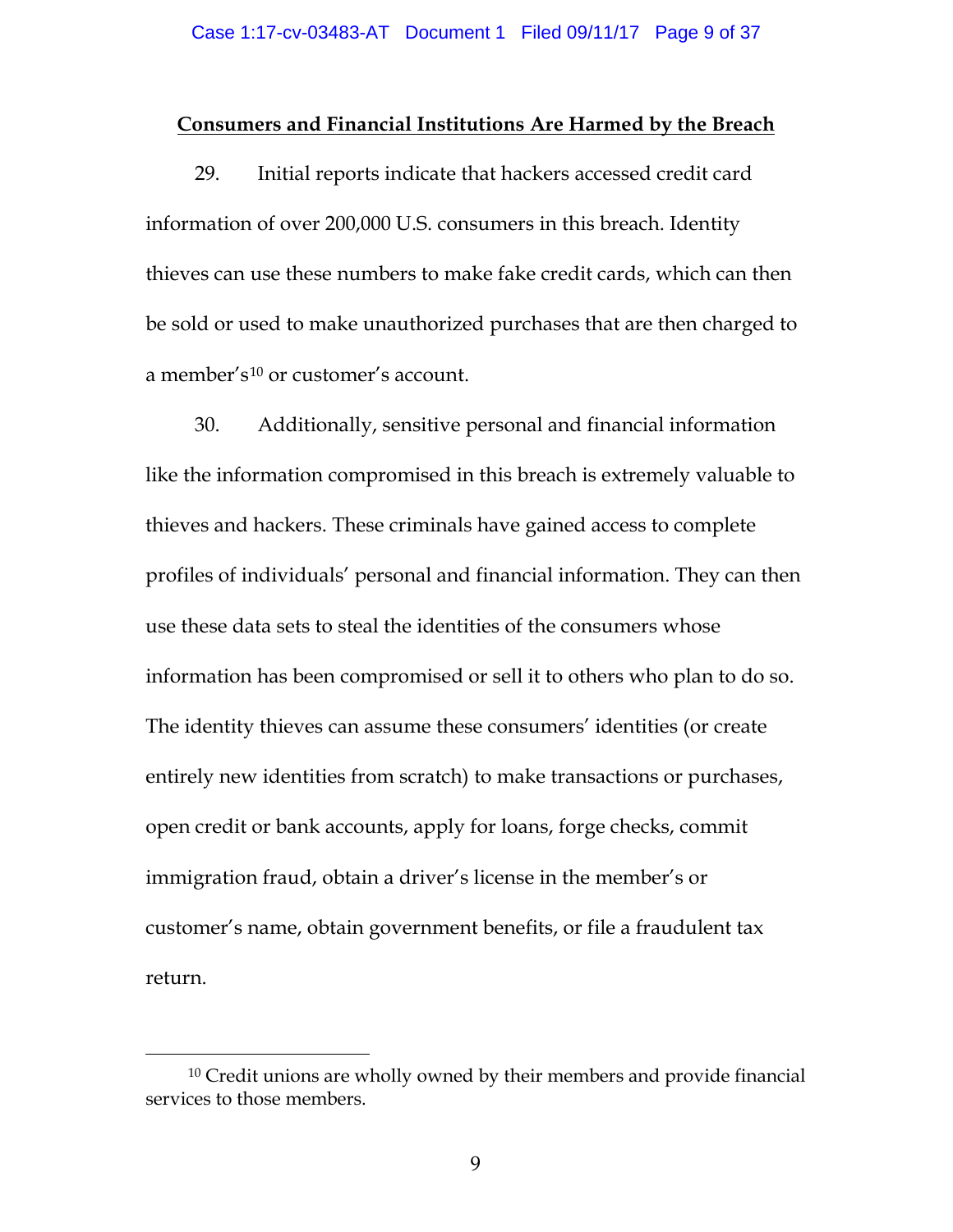**Consumers and Financial Institutions Are Harmed by the Breach**

29. Initial reports indicate that hackers accessed credit card information of over 200,000 U.S. consumers in this breach. Identity thieves can use these numbers to make fake credit cards, which can then be sold or used to make unauthorized purchases that are then charged to a member's[10] or customer's account.

30. Additionally, sensitive personal and financial information like the information compromised in this breach is extremely valuable to thieves and hackers. These criminals have gained access to complete profiles of individuals' personal and financial information. They can then use these data sets to steal the identities of the consumers whose information has been compromised or sell it to others who plan to do so. The identity thieves can assume these consumers' identities (or create entirely new identities from scratch) to make transactions or purchases, open credit or bank accounts, apply for loans, forge checks, commit immigration fraud, obtain a driver's license in the member's or customer's name, obtain government benefits, or file a fraudulent tax return.

---

[10] Credit unions are wholly owned by their members and provide financial services to those members.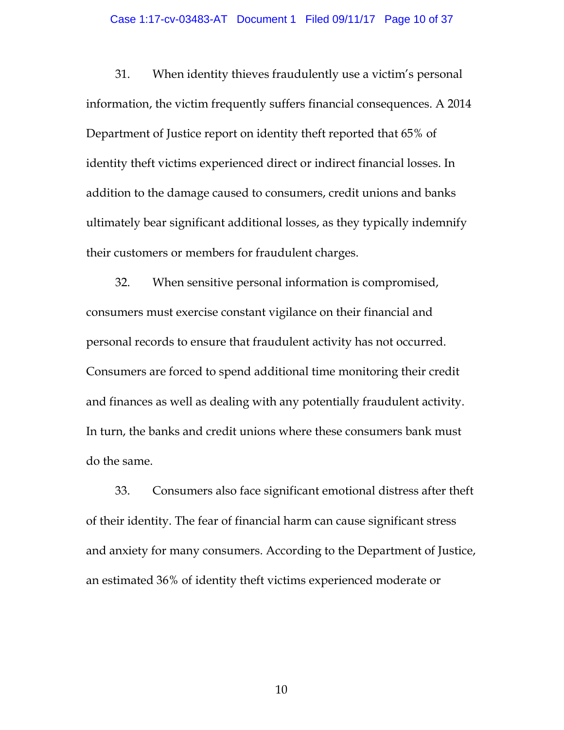31. When identity thieves fraudulently use a victim's personal information, the victim frequently suffers financial consequences. A 2014 Department of Justice report on identity theft reported that 65% of identity theft victims experienced direct or indirect financial losses. In addition to the damage caused to consumers, credit unions and banks ultimately bear significant additional losses, as they typically indemnify their customers or members for fraudulent charges.

32. When sensitive personal information is compromised, consumers must exercise constant vigilance on their financial and personal records to ensure that fraudulent activity has not occurred. Consumers are forced to spend additional time monitoring their credit and finances as well as dealing with any potentially fraudulent activity. In turn, the banks and credit unions where these consumers bank must do the same.

33. Consumers also face significant emotional distress after theft of their identity. The fear of financial harm can cause significant stress and anxiety for many consumers. According to the Department of Justice, an estimated 36% of identity theft victims experienced moderate or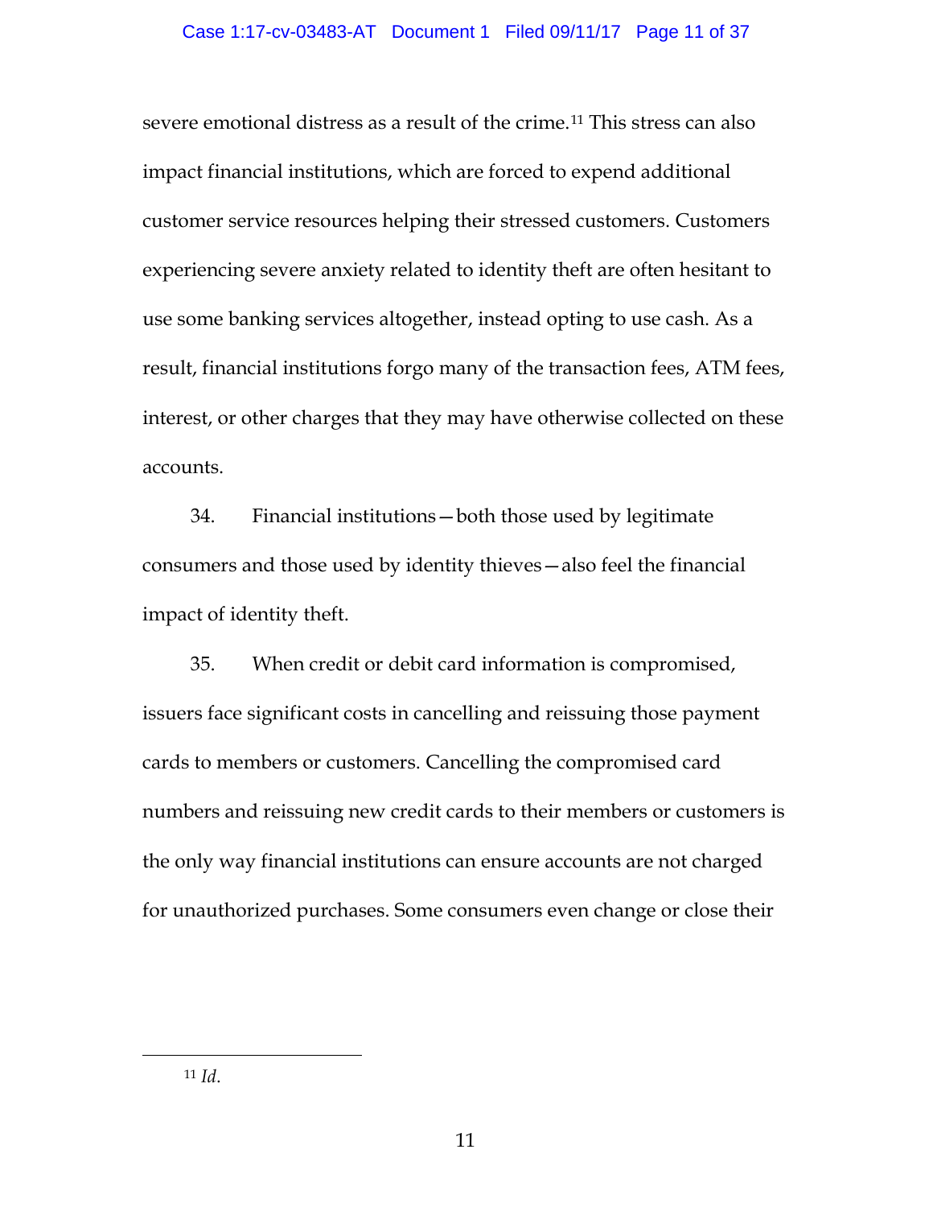severe emotional distress as a result of the crime.[11] This stress can also impact financial institutions, which are forced to expend additional customer service resources helping their stressed customers. Customers experiencing severe anxiety related to identity theft are often hesitant to use some banking services altogether, instead opting to use cash. As a result, financial institutions forgo many of the transaction fees, ATM fees, interest, or other charges that they may have otherwise collected on these accounts.

34. Financial institutions—both those used by legitimate consumers and those used by identity thieves—also feel the financial impact of identity theft.

35. When credit or debit card information is compromised, issuers face significant costs in cancelling and reissuing those payment cards to members or customers. Cancelling the compromised card numbers and reissuing new credit cards to their members or customers is the only way financial institutions can ensure accounts are not charged for unauthorized purchases. Some consumers even change or close their

---

[11] *Id*.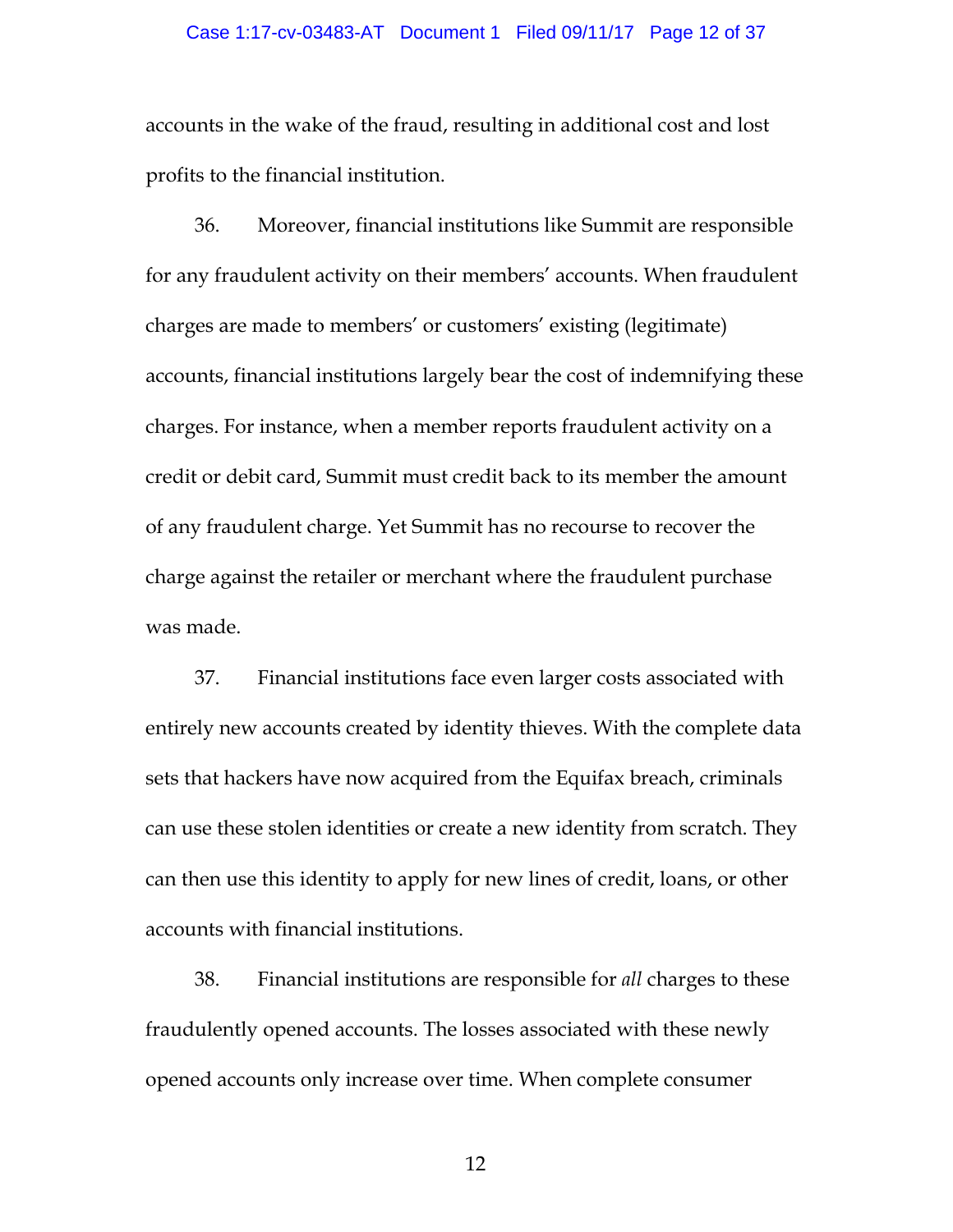accounts in the wake of the fraud, resulting in additional cost and lost profits to the financial institution.

36. Moreover, financial institutions like Summit are responsible for any fraudulent activity on their members' accounts. When fraudulent charges are made to members' or customers' existing (legitimate) accounts, financial institutions largely bear the cost of indemnifying these charges. For instance, when a member reports fraudulent activity on a credit or debit card, Summit must credit back to its member the amount of any fraudulent charge. Yet Summit has no recourse to recover the charge against the retailer or merchant where the fraudulent purchase was made.

37. Financial institutions face even larger costs associated with entirely new accounts created by identity thieves. With the complete data sets that hackers have now acquired from the Equifax breach, criminals can use these stolen identities or create a new identity from scratch. They can then use this identity to apply for new lines of credit, loans, or other accounts with financial institutions.

38. Financial institutions are responsible for *all* charges to these fraudulently opened accounts. The losses associated with these newly opened accounts only increase over time. When complete consumer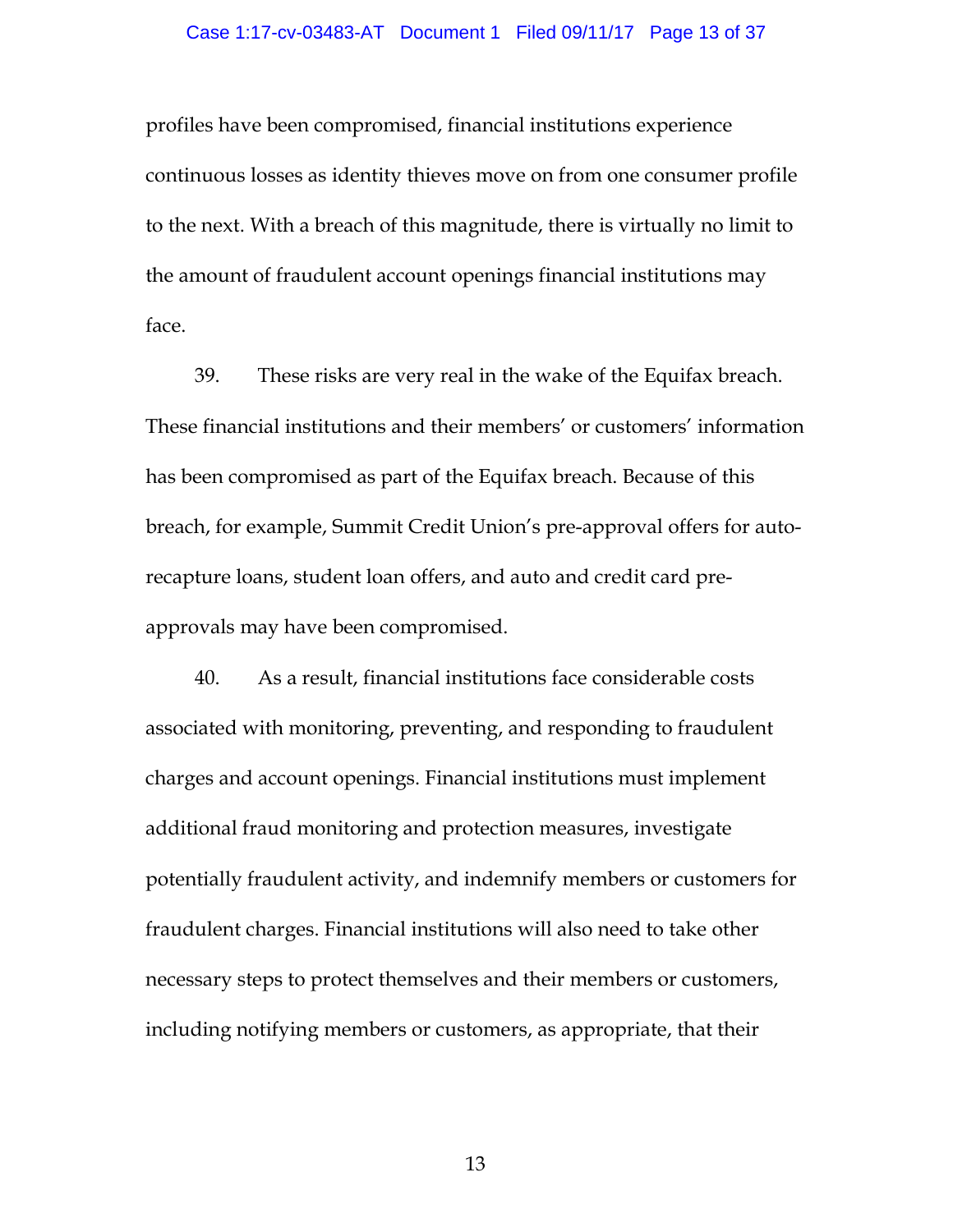profiles have been compromised, financial institutions experience continuous losses as identity thieves move on from one consumer profile to the next. With a breach of this magnitude, there is virtually no limit to the amount of fraudulent account openings financial institutions may face.

39. These risks are very real in the wake of the Equifax breach. These financial institutions and their members' or customers' information has been compromised as part of the Equifax breach. Because of this breach, for example, Summit Credit Union's pre-approval offers for auto-recapture loans, student loan offers, and auto and credit card pre-approvals may have been compromised.

40. As a result, financial institutions face considerable costs associated with monitoring, preventing, and responding to fraudulent charges and account openings. Financial institutions must implement additional fraud monitoring and protection measures, investigate potentially fraudulent activity, and indemnify members or customers for fraudulent charges. Financial institutions will also need to take other necessary steps to protect themselves and their members or customers, including notifying members or customers, as appropriate, that their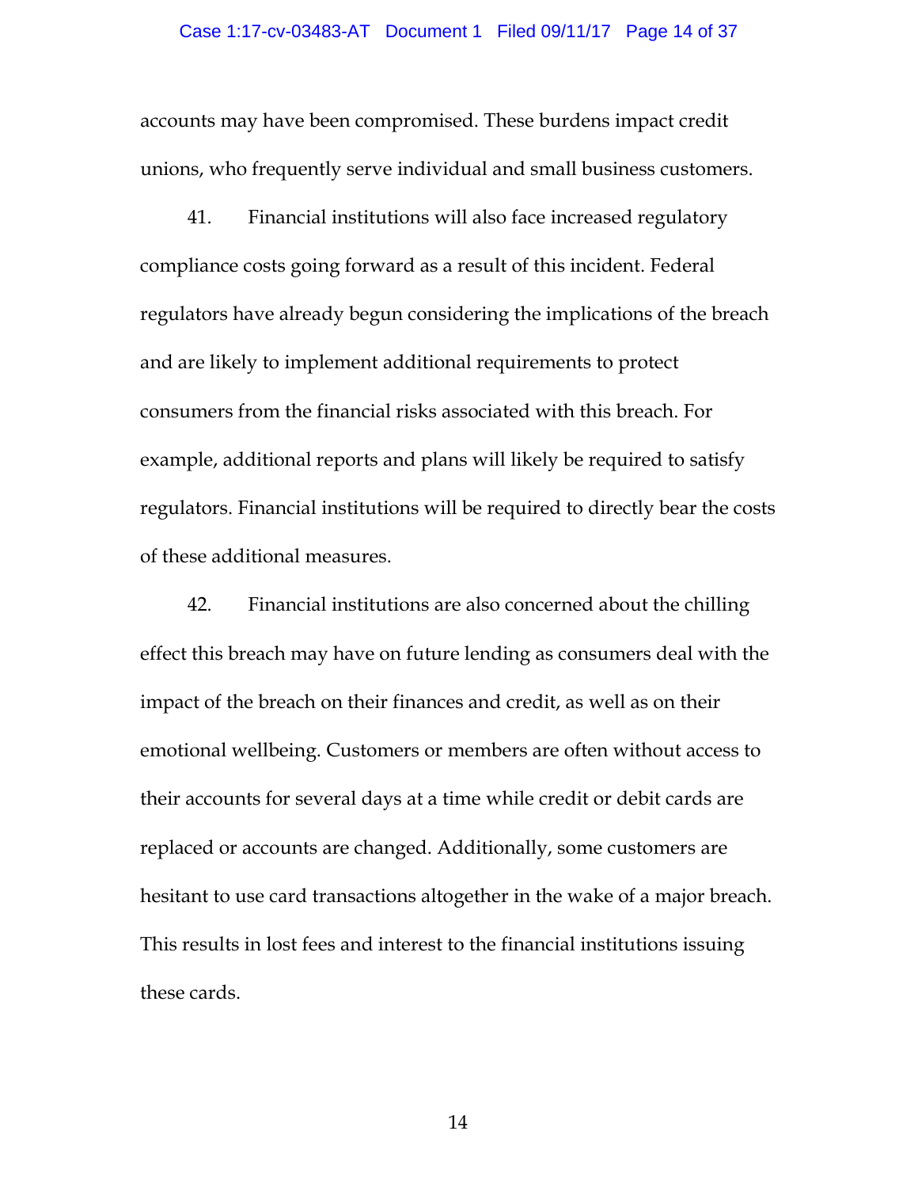accounts may have been compromised. These burdens impact credit unions, who frequently serve individual and small business customers.

41. Financial institutions will also face increased regulatory compliance costs going forward as a result of this incident. Federal regulators have already begun considering the implications of the breach and are likely to implement additional requirements to protect consumers from the financial risks associated with this breach. For example, additional reports and plans will likely be required to satisfy regulators. Financial institutions will be required to directly bear the costs of these additional measures.

42. Financial institutions are also concerned about the chilling effect this breach may have on future lending as consumers deal with the impact of the breach on their finances and credit, as well as on their emotional wellbeing. Customers or members are often without access to their accounts for several days at a time while credit or debit cards are replaced or accounts are changed. Additionally, some customers are hesitant to use card transactions altogether in the wake of a major breach. This results in lost fees and interest to the financial institutions issuing these cards.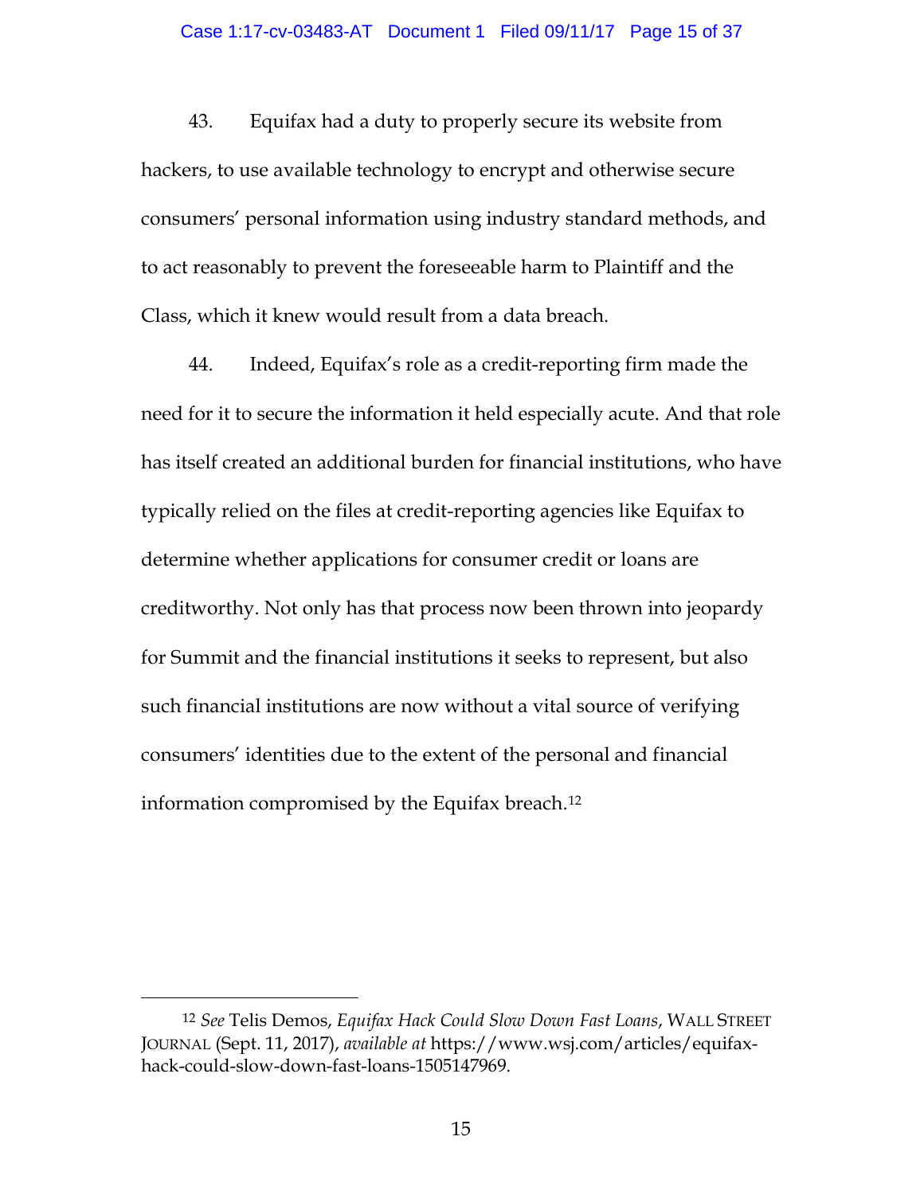43. Equifax had a duty to properly secure its website from hackers, to use available technology to encrypt and otherwise secure consumers' personal information using industry standard methods, and to act reasonably to prevent the foreseeable harm to Plaintiff and the Class, which it knew would result from a data breach.

44. Indeed, Equifax's role as a credit-reporting firm made the need for it to secure the information it held especially acute. And that role has itself created an additional burden for financial institutions, who have typically relied on the files at credit-reporting agencies like Equifax to determine whether applications for consumer credit or loans are creditworthy. Not only has that process now been thrown into jeopardy for Summit and the financial institutions it seeks to represent, but also such financial institutions are now without a vital source of verifying consumers' identities due to the extent of the personal and financial information compromised by the Equifax breach.[12]

---

[12] *See* Telis Demos, *Equifax Hack Could Slow Down Fast Loans*, WALL STREET JOURNAL (Sept. 11, 2017), *available at* https://www.wsj.com/articles/equifax-hack-could-slow-down-fast-loans-1505147969.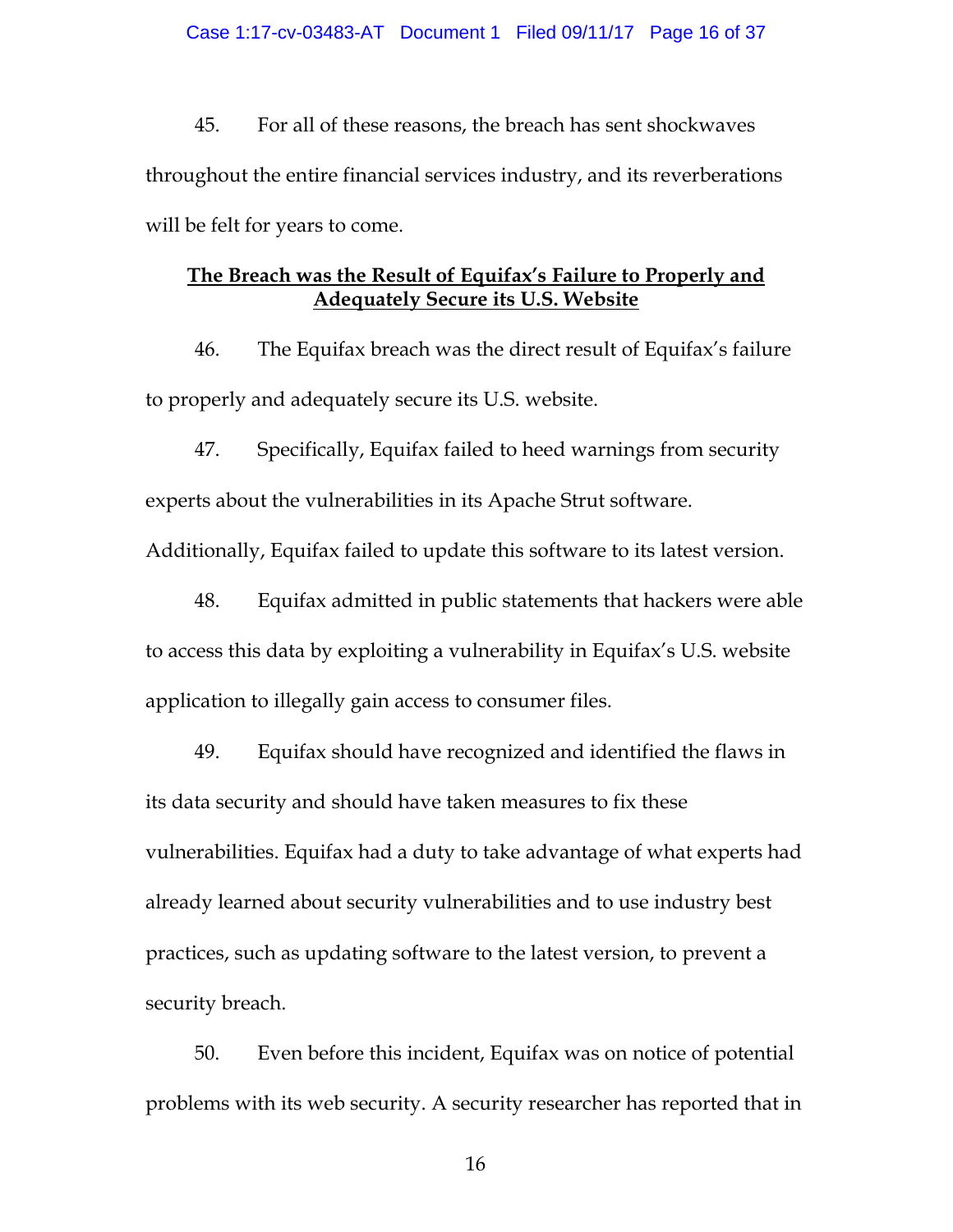45. For all of these reasons, the breach has sent shockwaves throughout the entire financial services industry, and its reverberations will be felt for years to come.

**<u>The Breach was the Result of Equifax's Failure to Properly and Adequately Secure its U.S. Website</u>**

46. The Equifax breach was the direct result of Equifax's failure to properly and adequately secure its U.S. website.

47. Specifically, Equifax failed to heed warnings from security experts about the vulnerabilities in its Apache Strut software. Additionally, Equifax failed to update this software to its latest version.

48. Equifax admitted in public statements that hackers were able to access this data by exploiting a vulnerability in Equifax's U.S. website application to illegally gain access to consumer files.

49. Equifax should have recognized and identified the flaws in its data security and should have taken measures to fix these vulnerabilities. Equifax had a duty to take advantage of what experts had already learned about security vulnerabilities and to use industry best practices, such as updating software to the latest version, to prevent a security breach.

50. Even before this incident, Equifax was on notice of potential problems with its web security. A security researcher has reported that in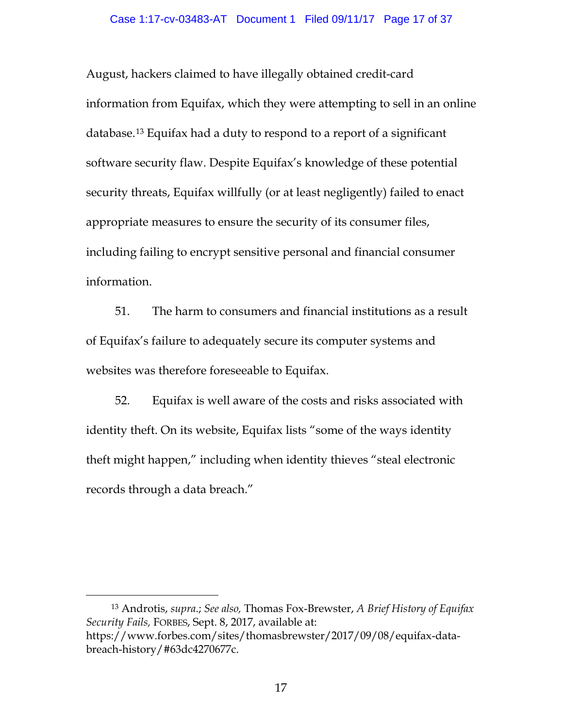August, hackers claimed to have illegally obtained credit-card information from Equifax, which they were attempting to sell in an online database.[13] Equifax had a duty to respond to a report of a significant software security flaw. Despite Equifax's knowledge of these potential security threats, Equifax willfully (or at least negligently) failed to enact appropriate measures to ensure the security of its consumer files, including failing to encrypt sensitive personal and financial consumer information.

51. The harm to consumers and financial institutions as a result of Equifax's failure to adequately secure its computer systems and websites was therefore foreseeable to Equifax.

52. Equifax is well aware of the costs and risks associated with identity theft. On its website, Equifax lists "some of the ways identity theft might happen," including when identity thieves "steal electronic records through a data breach."

---

[13] Androtis, *supra.*; *See also,* Thomas Fox-Brewster, *A Brief History of Equifax Security Fails,* FORBES, Sept. 8, 2017, available at: https://www.forbes.com/sites/thomasbrewster/2017/09/08/equifax-data-breach-history/#63dc4270677c.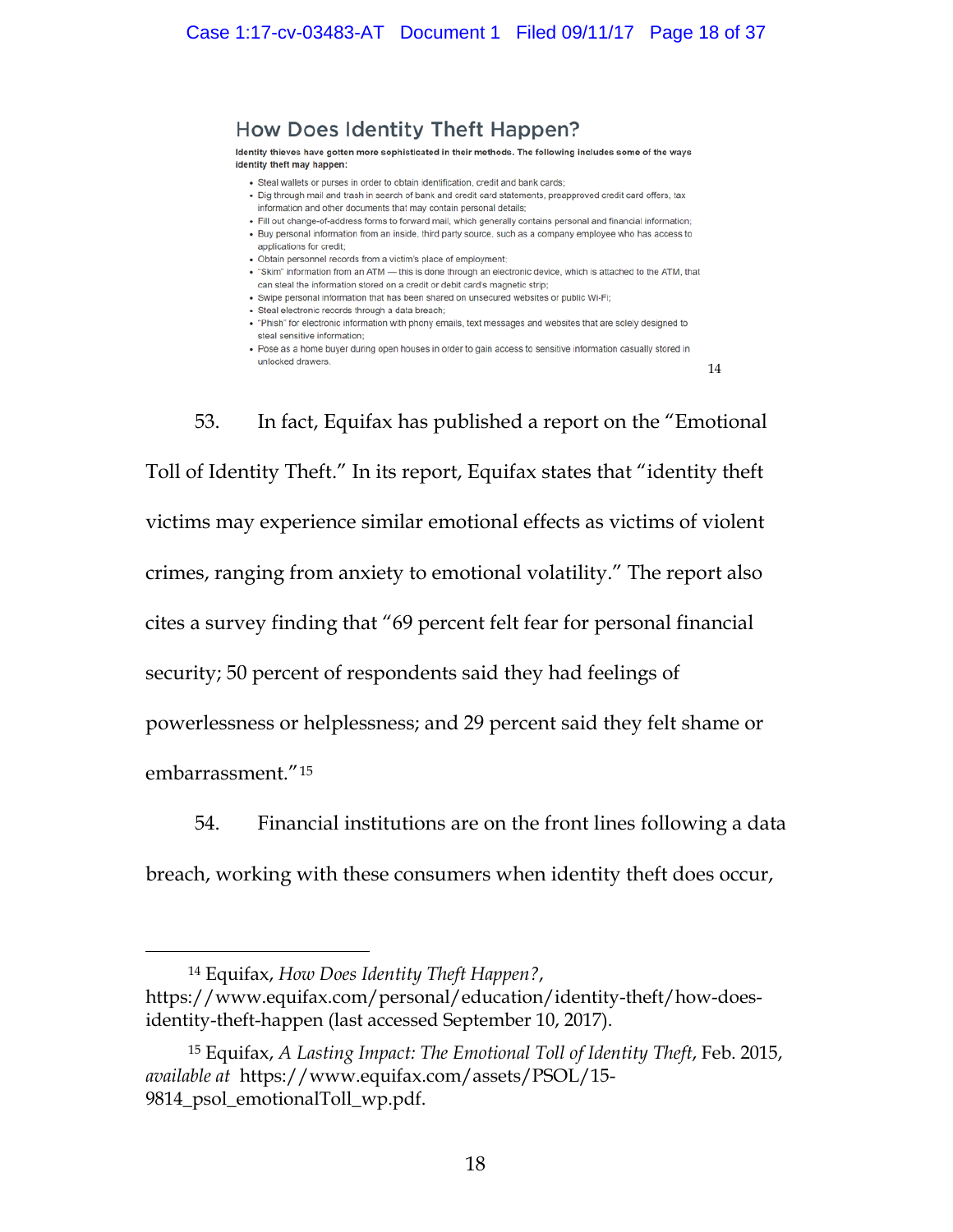## How Does Identity Theft Happen?

**Identity thieves have gotten more sophisticated in their methods. The following includes some of the ways identity theft may happen:**

- Steal wallets or purses in order to obtain identification, credit and bank cards;
- Dig through mail and trash in search of bank and credit card statements, preapproved credit card offers, tax information and other documents that may contain personal details;
- Fill out change-of-address forms to forward mail, which generally contains personal and financial information;
- Buy personal information from an inside, third party source, such as a company employee who has access to applications for credit;
- Obtain personnel records from a victim's place of employment;
- "Skim" information from an ATM — this is done through an electronic device, which is attached to the ATM, that can steal the information stored on a credit or debit card's magnetic strip;
- Swipe personal information that has been shared on unsecured websites or public Wi-Fi;
- Steal electronic records through a data breach;
- "Phish" for electronic information with phony emails, text messages and websites that are solely designed to steal sensitive information;
- Pose as a home buyer during open houses in order to gain access to sensitive information casually stored in unlocked drawers.

[14]

53. In fact, Equifax has published a report on the "Emotional Toll of Identity Theft." In its report, Equifax states that "identity theft victims may experience similar emotional effects as victims of violent crimes, ranging from anxiety to emotional volatility." The report also cites a survey finding that "69 percent felt fear for personal financial security; 50 percent of respondents said they had feelings of powerlessness or helplessness; and 29 percent said they felt shame or embarrassment."[15]

54. Financial institutions are on the front lines following a data breach, working with these consumers when identity theft does occur,

---

[14] Equifax, *How Does Identity Theft Happen?*, https://www.equifax.com/personal/education/identity-theft/how-does-identity-theft-happen (last accessed September 10, 2017).

[15] Equifax, *A Lasting Impact: The Emotional Toll of Identity Theft*, Feb. 2015, *available at* https://www.equifax.com/assets/PSOL/15-9814_psol_emotionalToll_wp.pdf.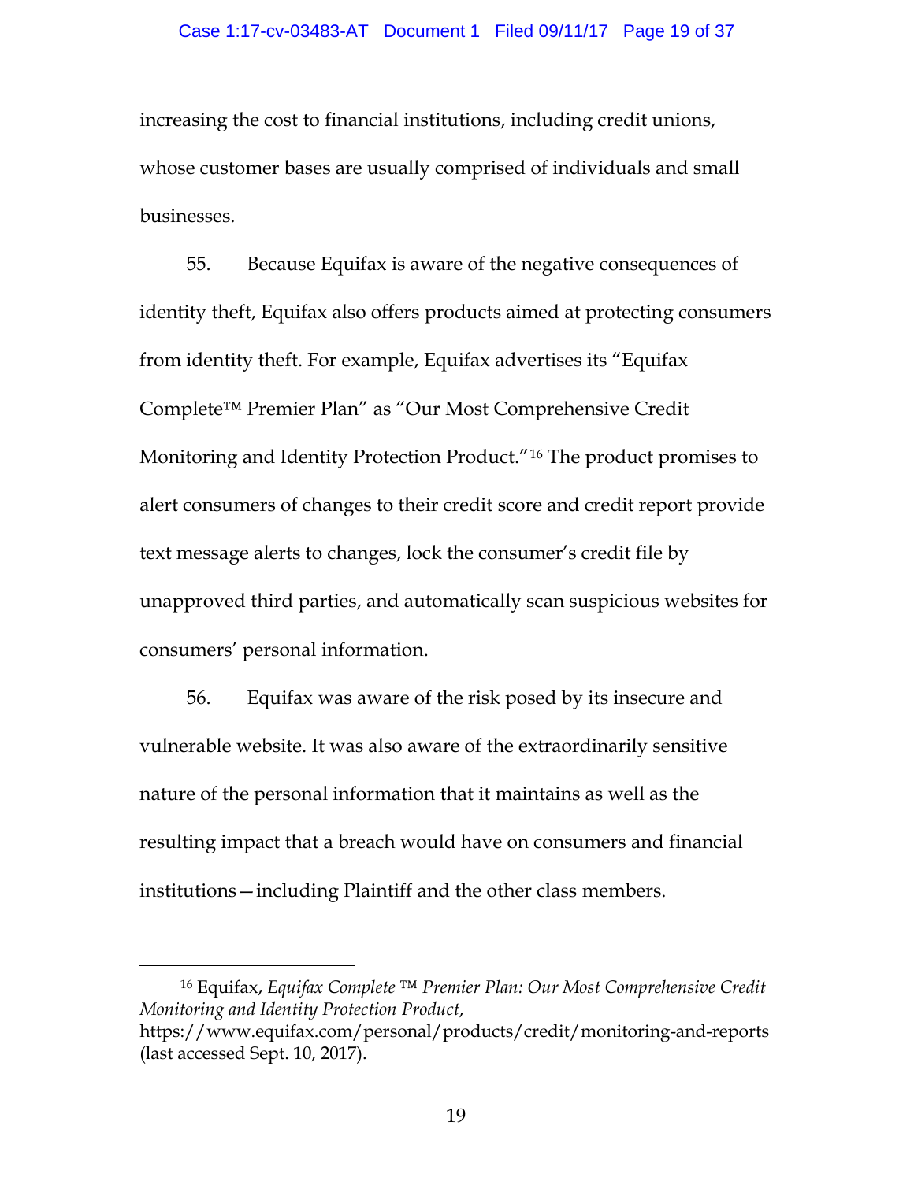increasing the cost to financial institutions, including credit unions, whose customer bases are usually comprised of individuals and small businesses.

55. Because Equifax is aware of the negative consequences of identity theft, Equifax also offers products aimed at protecting consumers from identity theft. For example, Equifax advertises its "Equifax Complete™ Premier Plan" as "Our Most Comprehensive Credit Monitoring and Identity Protection Product."[16] The product promises to alert consumers of changes to their credit score and credit report provide text message alerts to changes, lock the consumer's credit file by unapproved third parties, and automatically scan suspicious websites for consumers' personal information.

56. Equifax was aware of the risk posed by its insecure and vulnerable website. It was also aware of the extraordinarily sensitive nature of the personal information that it maintains as well as the resulting impact that a breach would have on consumers and financial institutions—including Plaintiff and the other class members.

---

[16] Equifax, *Equifax Complete ™ Premier Plan: Our Most Comprehensive Credit Monitoring and Identity Protection Product*, https://www.equifax.com/personal/products/credit/monitoring-and-reports (last accessed Sept. 10, 2017).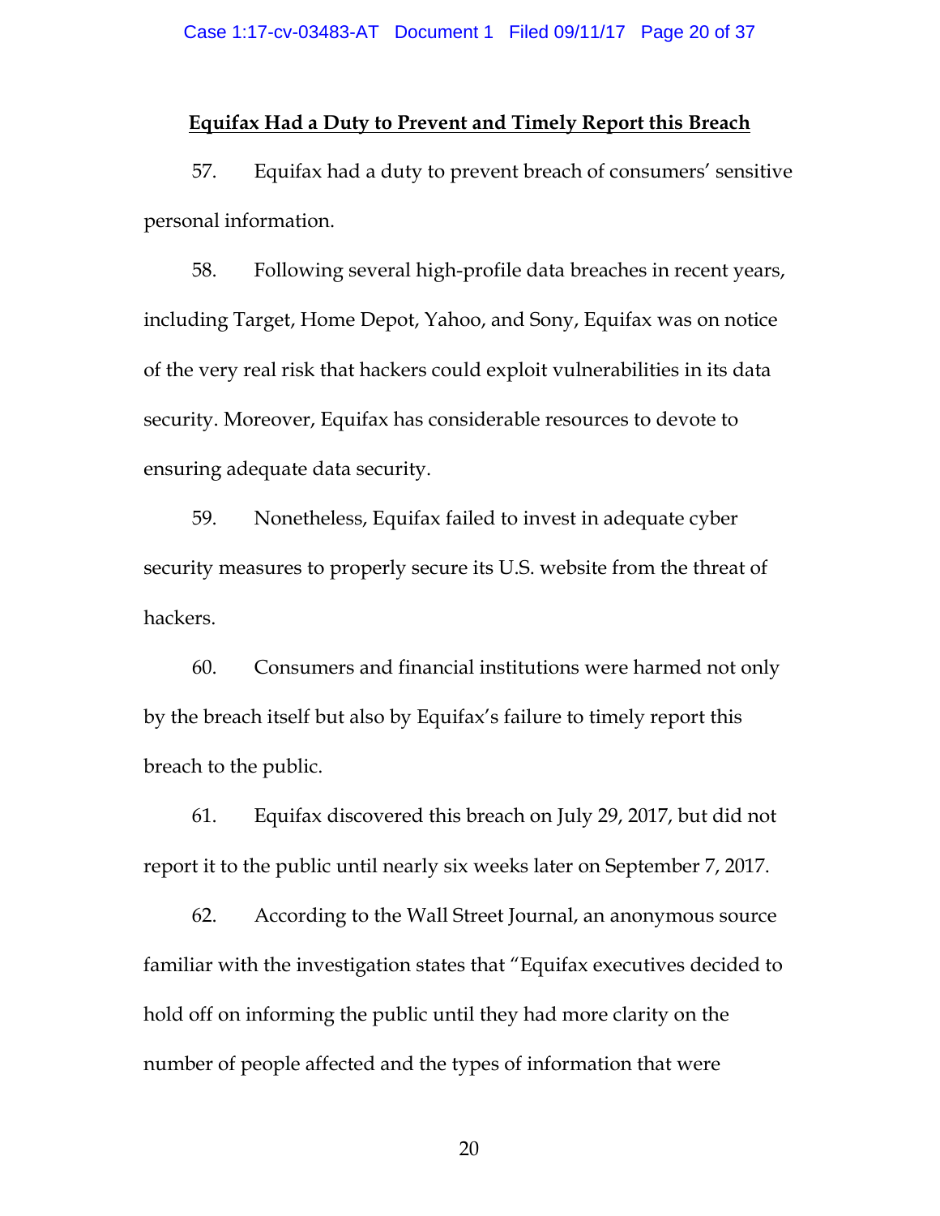**Equifax Had a Duty to Prevent and Timely Report this Breach**

57. Equifax had a duty to prevent breach of consumers' sensitive personal information.

58. Following several high-profile data breaches in recent years, including Target, Home Depot, Yahoo, and Sony, Equifax was on notice of the very real risk that hackers could exploit vulnerabilities in its data security. Moreover, Equifax has considerable resources to devote to ensuring adequate data security.

59. Nonetheless, Equifax failed to invest in adequate cyber security measures to properly secure its U.S. website from the threat of hackers.

60. Consumers and financial institutions were harmed not only by the breach itself but also by Equifax's failure to timely report this breach to the public.

61. Equifax discovered this breach on July 29, 2017, but did not report it to the public until nearly six weeks later on September 7, 2017.

62. According to the Wall Street Journal, an anonymous source familiar with the investigation states that "Equifax executives decided to hold off on informing the public until they had more clarity on the number of people affected and the types of information that were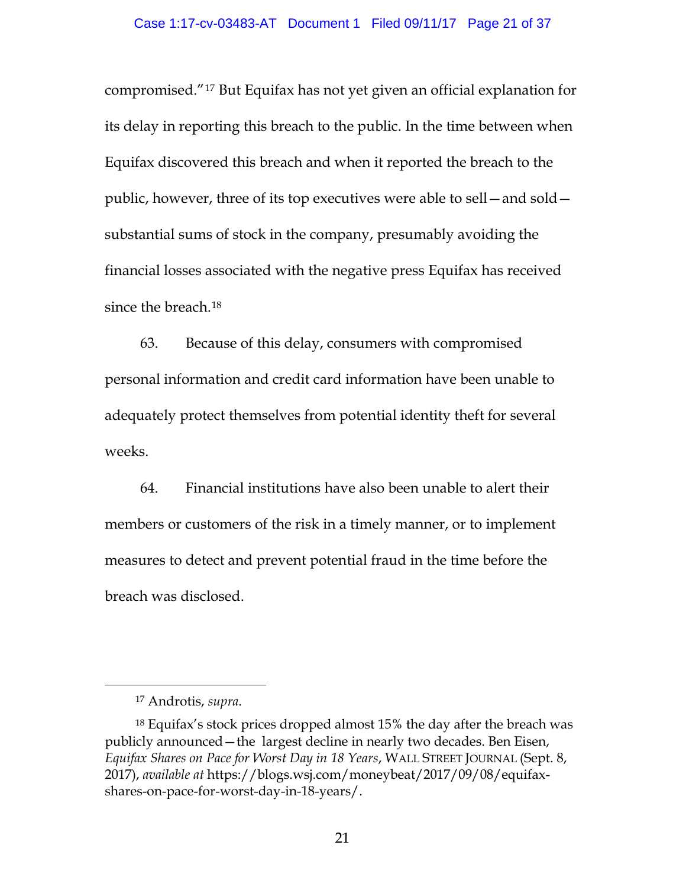compromised."[17] But Equifax has not yet given an official explanation for its delay in reporting this breach to the public. In the time between when Equifax discovered this breach and when it reported the breach to the public, however, three of its top executives were able to sell—and sold—substantial sums of stock in the company, presumably avoiding the financial losses associated with the negative press Equifax has received since the breach.[18]

63. Because of this delay, consumers with compromised personal information and credit card information have been unable to adequately protect themselves from potential identity theft for several weeks.

64. Financial institutions have also been unable to alert their members or customers of the risk in a timely manner, or to implement measures to detect and prevent potential fraud in the time before the breach was disclosed.

---

[17] Androtis, *supra*.

[18] Equifax's stock prices dropped almost 15% the day after the breach was publicly announced—the largest decline in nearly two decades. Ben Eisen, *Equifax Shares on Pace for Worst Day in 18 Years*, WALL STREET JOURNAL (Sept. 8, 2017), *available at* https://blogs.wsj.com/moneybeat/2017/09/08/equifax-shares-on-pace-for-worst-day-in-18-years/.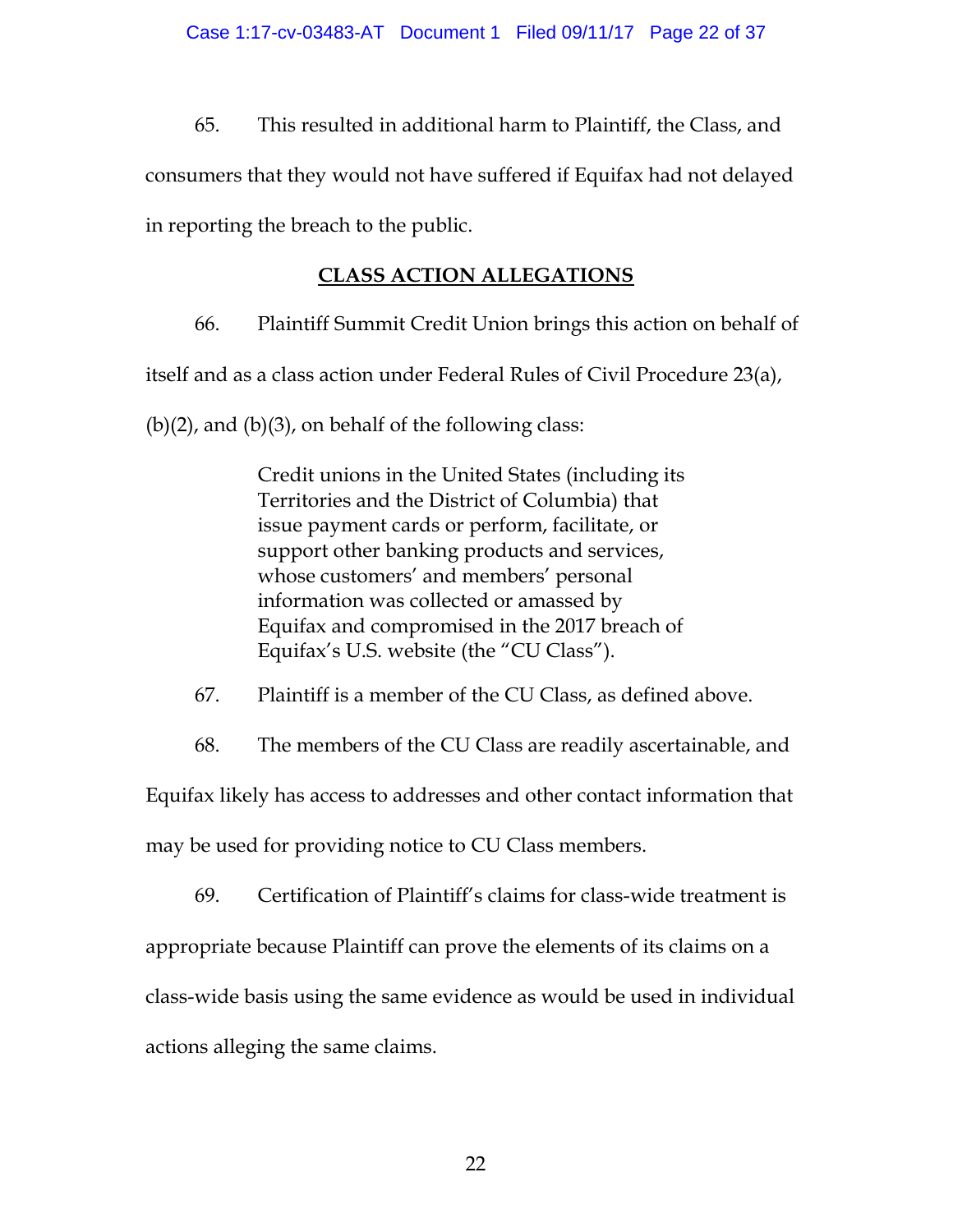65. This resulted in additional harm to Plaintiff, the Class, and consumers that they would not have suffered if Equifax had not delayed in reporting the breach to the public.

## CLASS ACTION ALLEGATIONS

66. Plaintiff Summit Credit Union brings this action on behalf of itself and as a class action under Federal Rules of Civil Procedure 23(a), (b)(2), and (b)(3), on behalf of the following class:

> Credit unions in the United States (including its Territories and the District of Columbia) that issue payment cards or perform, facilitate, or support other banking products and services, whose customers' and members' personal information was collected or amassed by Equifax and compromised in the 2017 breach of Equifax's U.S. website (the "CU Class").

67. Plaintiff is a member of the CU Class, as defined above.

68. The members of the CU Class are readily ascertainable, and Equifax likely has access to addresses and other contact information that may be used for providing notice to CU Class members.

69. Certification of Plaintiff's claims for class-wide treatment is appropriate because Plaintiff can prove the elements of its claims on a class-wide basis using the same evidence as would be used in individual actions alleging the same claims.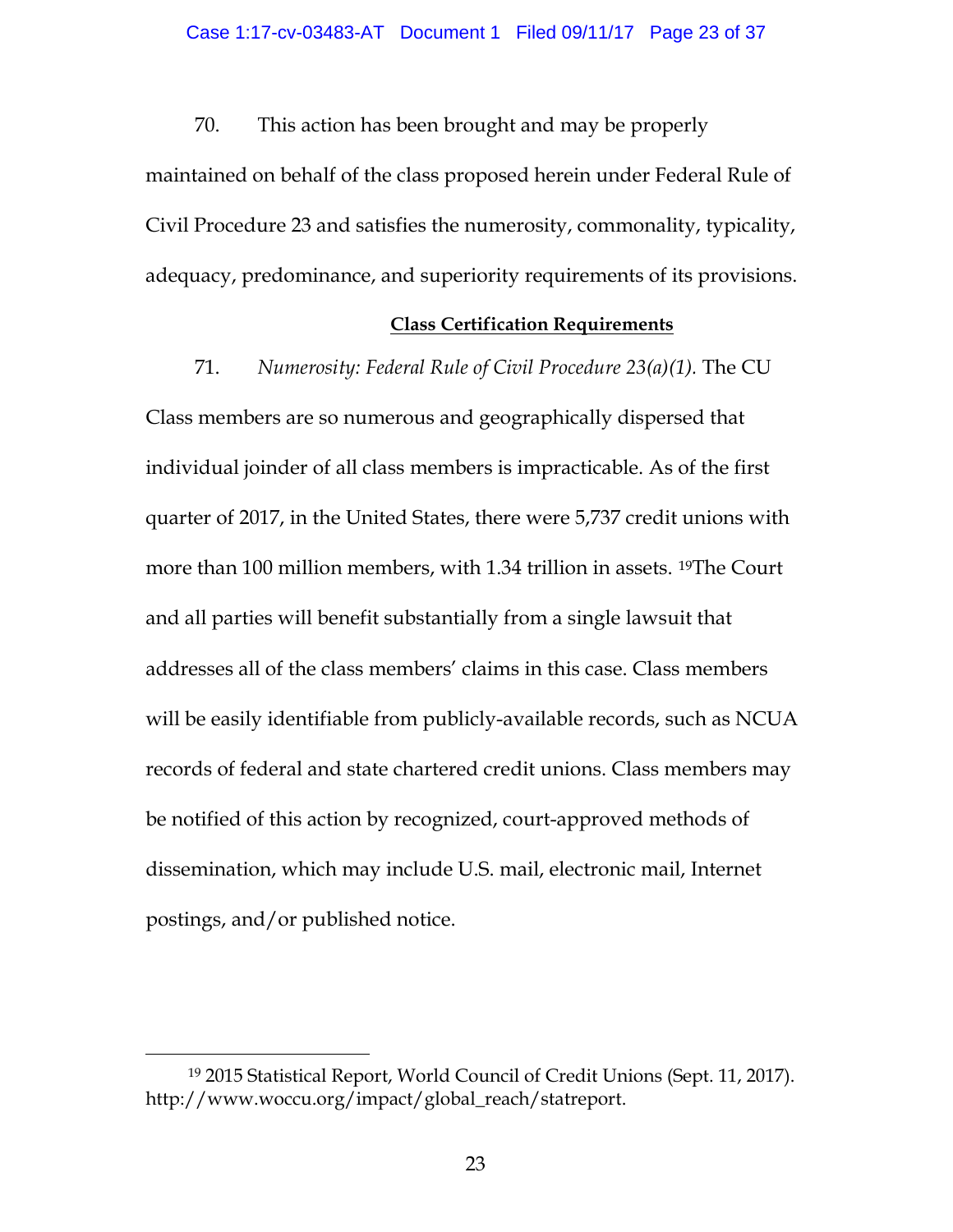70. This action has been brought and may be properly maintained on behalf of the class proposed herein under Federal Rule of Civil Procedure 23 and satisfies the numerosity, commonality, typicality, adequacy, predominance, and superiority requirements of its provisions.

**Class Certification Requirements**

71. *Numerosity: Federal Rule of Civil Procedure 23(a)(1).* The CU Class members are so numerous and geographically dispersed that individual joinder of all class members is impracticable. As of the first quarter of 2017, in the United States, there were 5,737 credit unions with more than 100 million members, with 1.34 trillion in assets. [19]The Court and all parties will benefit substantially from a single lawsuit that addresses all of the class members' claims in this case. Class members will be easily identifiable from publicly-available records, such as NCUA records of federal and state chartered credit unions. Class members may be notified of this action by recognized, court-approved methods of dissemination, which may include U.S. mail, electronic mail, Internet postings, and/or published notice.

---

[19] 2015 Statistical Report, World Council of Credit Unions (Sept. 11, 2017). http://www.woccu.org/impact/global_reach/statreport.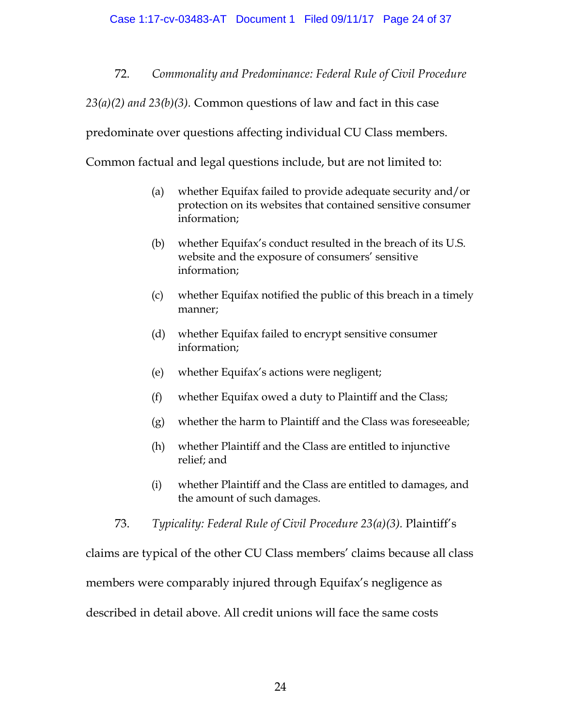72. *Commonality and Predominance: Federal Rule of Civil Procedure 23(a)(2) and 23(b)(3).* Common questions of law and fact in this case predominate over questions affecting individual CU Class members. Common factual and legal questions include, but are not limited to:

(a) whether Equifax failed to provide adequate security and/or protection on its websites that contained sensitive consumer information;

(b) whether Equifax's conduct resulted in the breach of its U.S. website and the exposure of consumers' sensitive information;

(c) whether Equifax notified the public of this breach in a timely manner;

(d) whether Equifax failed to encrypt sensitive consumer information;

(e) whether Equifax's actions were negligent;

(f) whether Equifax owed a duty to Plaintiff and the Class;

(g) whether the harm to Plaintiff and the Class was foreseeable;

(h) whether Plaintiff and the Class are entitled to injunctive relief; and

(i) whether Plaintiff and the Class are entitled to damages, and the amount of such damages.

73. *Typicality: Federal Rule of Civil Procedure 23(a)(3).* Plaintiff's claims are typical of the other CU Class members' claims because all class members were comparably injured through Equifax's negligence as described in detail above. All credit unions will face the same costs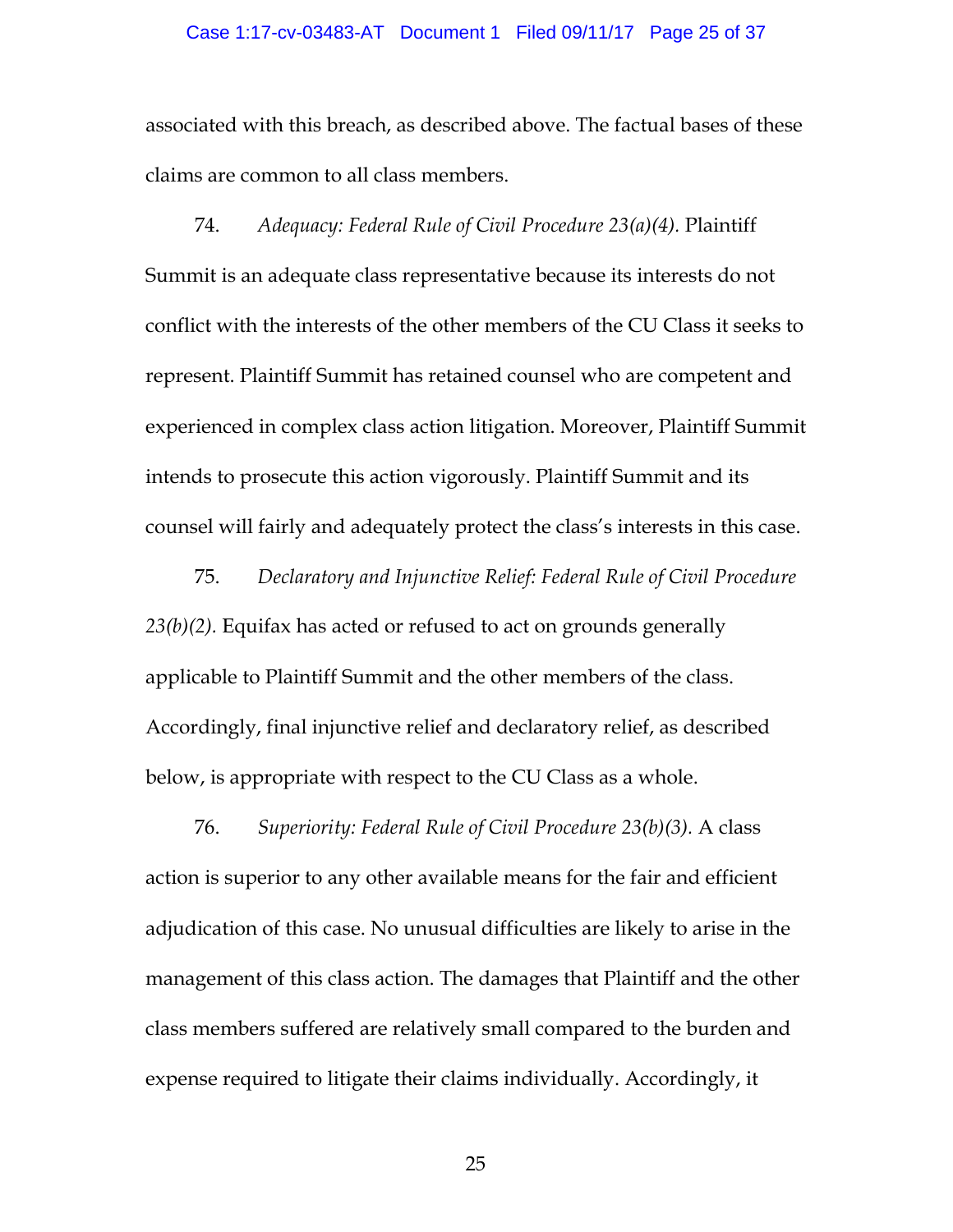associated with this breach, as described above. The factual bases of these claims are common to all class members.

74. *Adequacy: Federal Rule of Civil Procedure 23(a)(4).* Plaintiff Summit is an adequate class representative because its interests do not conflict with the interests of the other members of the CU Class it seeks to represent. Plaintiff Summit has retained counsel who are competent and experienced in complex class action litigation. Moreover, Plaintiff Summit intends to prosecute this action vigorously. Plaintiff Summit and its counsel will fairly and adequately protect the class's interests in this case.

75. *Declaratory and Injunctive Relief: Federal Rule of Civil Procedure 23(b)(2).* Equifax has acted or refused to act on grounds generally applicable to Plaintiff Summit and the other members of the class. Accordingly, final injunctive relief and declaratory relief, as described below, is appropriate with respect to the CU Class as a whole.

76. *Superiority: Federal Rule of Civil Procedure 23(b)(3).* A class action is superior to any other available means for the fair and efficient adjudication of this case. No unusual difficulties are likely to arise in the management of this class action. The damages that Plaintiff and the other class members suffered are relatively small compared to the burden and expense required to litigate their claims individually. Accordingly, it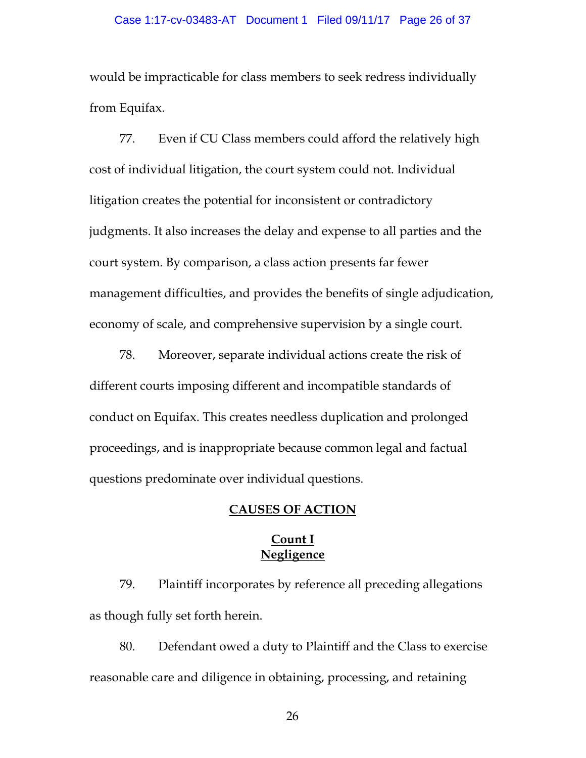would be impracticable for class members to seek redress individually from Equifax.

77. Even if CU Class members could afford the relatively high cost of individual litigation, the court system could not. Individual litigation creates the potential for inconsistent or contradictory judgments. It also increases the delay and expense to all parties and the court system. By comparison, a class action presents far fewer management difficulties, and provides the benefits of single adjudication, economy of scale, and comprehensive supervision by a single court.

78. Moreover, separate individual actions create the risk of different courts imposing different and incompatible standards of conduct on Equifax. This creates needless duplication and prolonged proceedings, and is inappropriate because common legal and factual questions predominate over individual questions.

## CAUSES OF ACTION

### Count I
### Negligence

79. Plaintiff incorporates by reference all preceding allegations as though fully set forth herein.

80. Defendant owed a duty to Plaintiff and the Class to exercise reasonable care and diligence in obtaining, processing, and retaining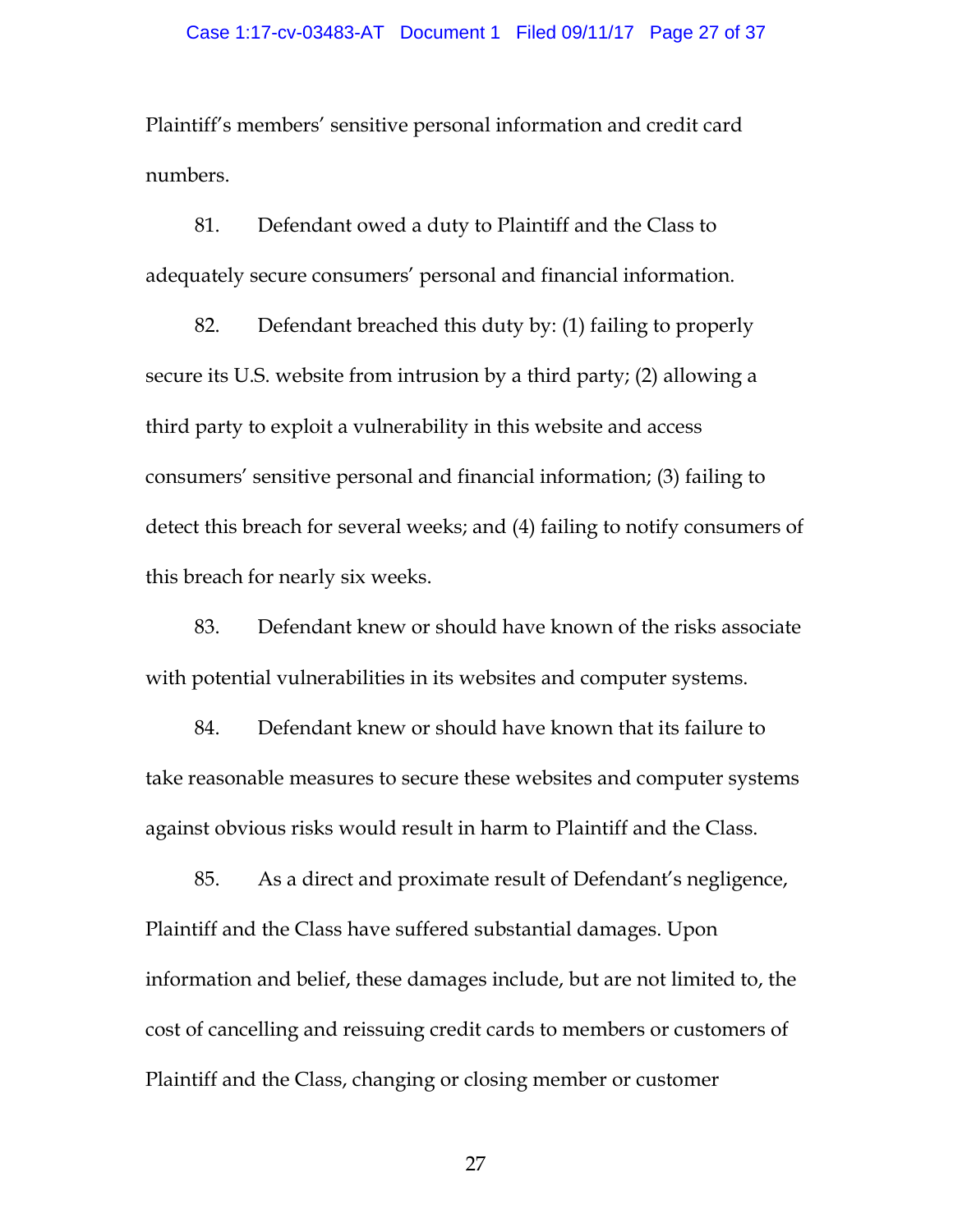Plaintiff's members' sensitive personal information and credit card numbers.

81. Defendant owed a duty to Plaintiff and the Class to adequately secure consumers' personal and financial information.

82. Defendant breached this duty by: (1) failing to properly secure its U.S. website from intrusion by a third party; (2) allowing a third party to exploit a vulnerability in this website and access consumers' sensitive personal and financial information; (3) failing to detect this breach for several weeks; and (4) failing to notify consumers of this breach for nearly six weeks.

83. Defendant knew or should have known of the risks associate with potential vulnerabilities in its websites and computer systems.

84. Defendant knew or should have known that its failure to take reasonable measures to secure these websites and computer systems against obvious risks would result in harm to Plaintiff and the Class.

85. As a direct and proximate result of Defendant's negligence, Plaintiff and the Class have suffered substantial damages. Upon information and belief, these damages include, but are not limited to, the cost of cancelling and reissuing credit cards to members or customers of Plaintiff and the Class, changing or closing member or customer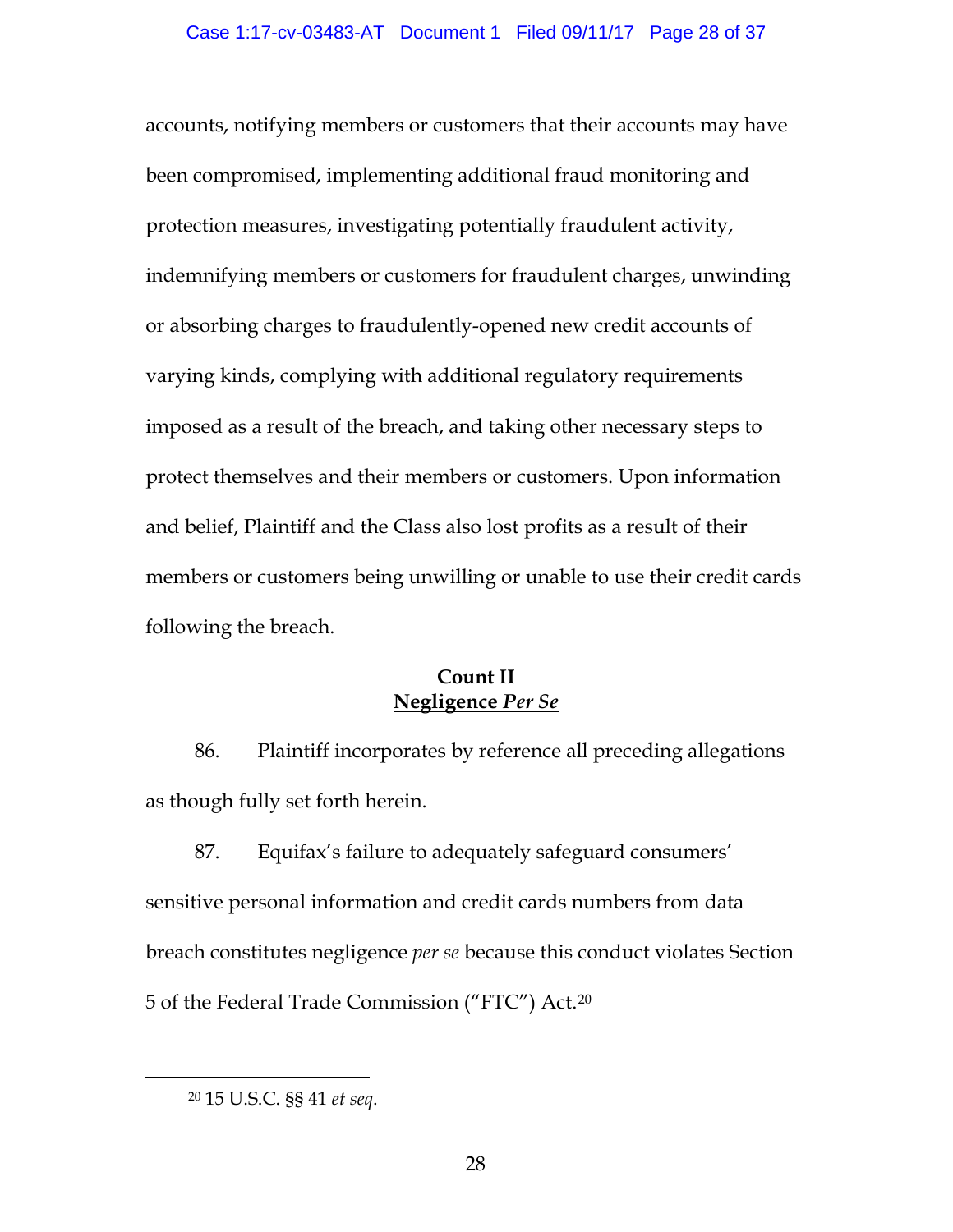accounts, notifying members or customers that their accounts may have been compromised, implementing additional fraud monitoring and protection measures, investigating potentially fraudulent activity, indemnifying members or customers for fraudulent charges, unwinding or absorbing charges to fraudulently-opened new credit accounts of varying kinds, complying with additional regulatory requirements imposed as a result of the breach, and taking other necessary steps to protect themselves and their members or customers. Upon information and belief, Plaintiff and the Class also lost profits as a result of their members or customers being unwilling or unable to use their credit cards following the breach.

## Count II
## Negligence *Per Se*

86. Plaintiff incorporates by reference all preceding allegations as though fully set forth herein.

87. Equifax's failure to adequately safeguard consumers' sensitive personal information and credit cards numbers from data breach constitutes negligence *per se* because this conduct violates Section 5 of the Federal Trade Commission ("FTC") Act.[20]

---

[20] 15 U.S.C. §§ 41 *et seq*.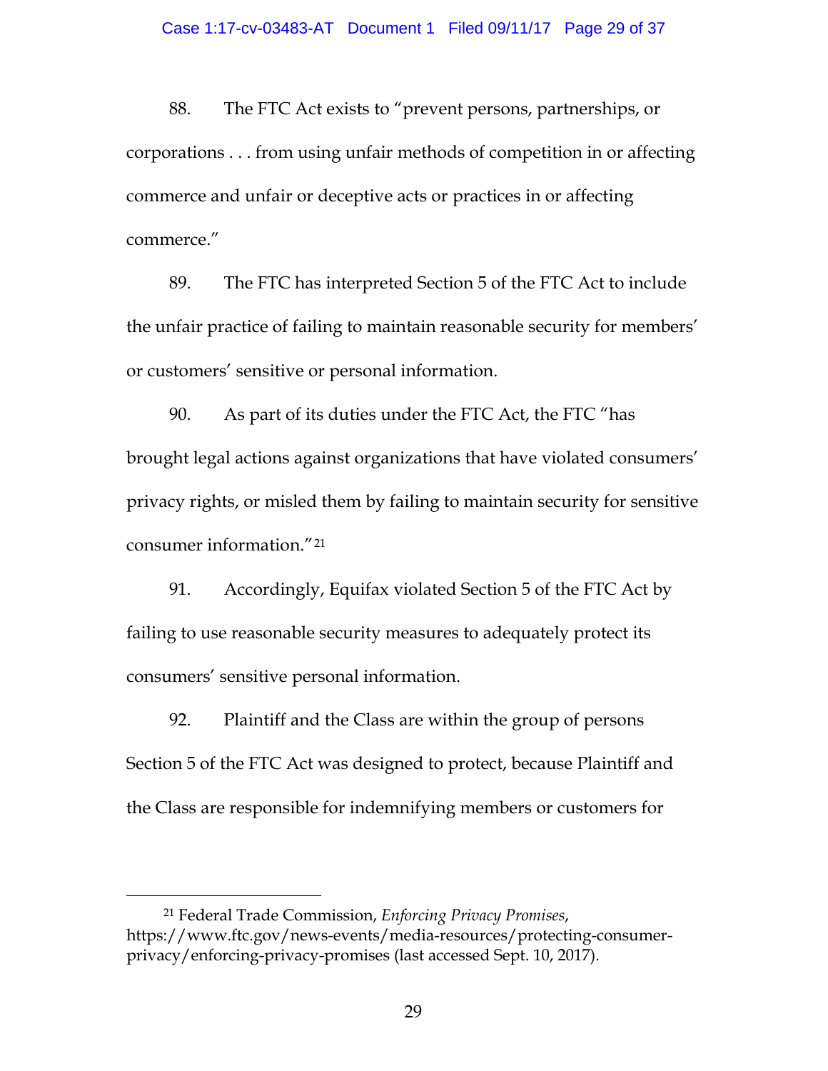88. The FTC Act exists to "prevent persons, partnerships, or corporations . . . from using unfair methods of competition in or affecting commerce and unfair or deceptive acts or practices in or affecting commerce."

89. The FTC has interpreted Section 5 of the FTC Act to include the unfair practice of failing to maintain reasonable security for members' or customers' sensitive or personal information.

90. As part of its duties under the FTC Act, the FTC "has brought legal actions against organizations that have violated consumers' privacy rights, or misled them by failing to maintain security for sensitive consumer information."[21]

91. Accordingly, Equifax violated Section 5 of the FTC Act by failing to use reasonable security measures to adequately protect its consumers' sensitive personal information.

92. Plaintiff and the Class are within the group of persons Section 5 of the FTC Act was designed to protect, because Plaintiff and the Class are responsible for indemnifying members or customers for

---

[21] Federal Trade Commission, *Enforcing Privacy Promises*, https://www.ftc.gov/news-events/media-resources/protecting-consumer-privacy/enforcing-privacy-promises (last accessed Sept. 10, 2017).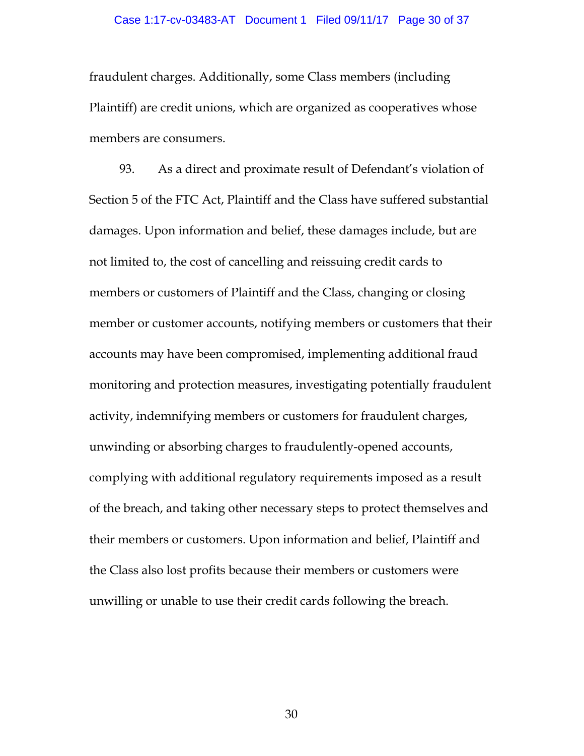fraudulent charges. Additionally, some Class members (including Plaintiff) are credit unions, which are organized as cooperatives whose members are consumers.

93. As a direct and proximate result of Defendant's violation of Section 5 of the FTC Act, Plaintiff and the Class have suffered substantial damages. Upon information and belief, these damages include, but are not limited to, the cost of cancelling and reissuing credit cards to members or customers of Plaintiff and the Class, changing or closing member or customer accounts, notifying members or customers that their accounts may have been compromised, implementing additional fraud monitoring and protection measures, investigating potentially fraudulent activity, indemnifying members or customers for fraudulent charges, unwinding or absorbing charges to fraudulently-opened accounts, complying with additional regulatory requirements imposed as a result of the breach, and taking other necessary steps to protect themselves and their members or customers. Upon information and belief, Plaintiff and the Class also lost profits because their members or customers were unwilling or unable to use their credit cards following the breach.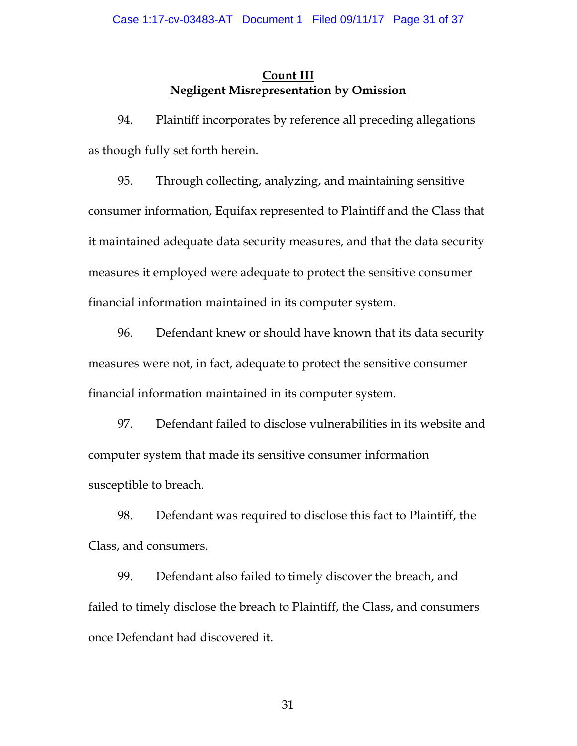**Count III**
**Negligent Misrepresentation by Omission**

94. Plaintiff incorporates by reference all preceding allegations as though fully set forth herein.

95. Through collecting, analyzing, and maintaining sensitive consumer information, Equifax represented to Plaintiff and the Class that it maintained adequate data security measures, and that the data security measures it employed were adequate to protect the sensitive consumer financial information maintained in its computer system.

96. Defendant knew or should have known that its data security measures were not, in fact, adequate to protect the sensitive consumer financial information maintained in its computer system.

97. Defendant failed to disclose vulnerabilities in its website and computer system that made its sensitive consumer information susceptible to breach.

98. Defendant was required to disclose this fact to Plaintiff, the Class, and consumers.

99. Defendant also failed to timely discover the breach, and failed to timely disclose the breach to Plaintiff, the Class, and consumers once Defendant had discovered it.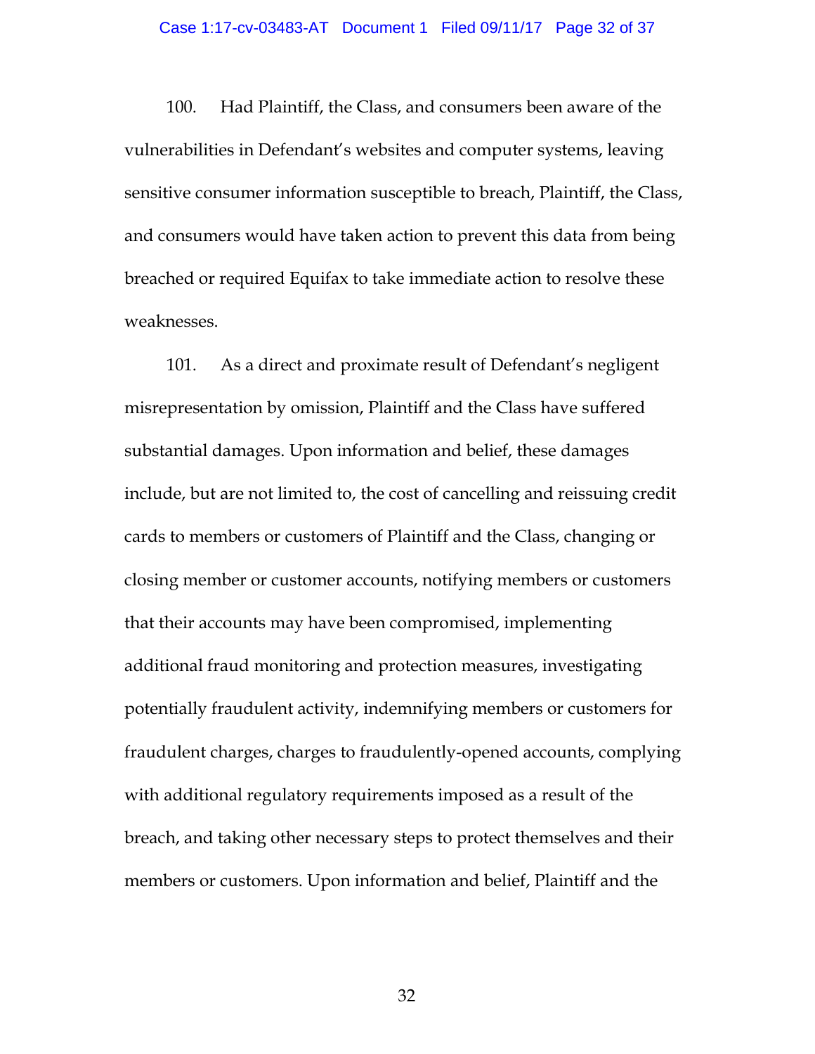100. Had Plaintiff, the Class, and consumers been aware of the vulnerabilities in Defendant's websites and computer systems, leaving sensitive consumer information susceptible to breach, Plaintiff, the Class, and consumers would have taken action to prevent this data from being breached or required Equifax to take immediate action to resolve these weaknesses.

101. As a direct and proximate result of Defendant's negligent misrepresentation by omission, Plaintiff and the Class have suffered substantial damages. Upon information and belief, these damages include, but are not limited to, the cost of cancelling and reissuing credit cards to members or customers of Plaintiff and the Class, changing or closing member or customer accounts, notifying members or customers that their accounts may have been compromised, implementing additional fraud monitoring and protection measures, investigating potentially fraudulent activity, indemnifying members or customers for fraudulent charges, charges to fraudulently-opened accounts, complying with additional regulatory requirements imposed as a result of the breach, and taking other necessary steps to protect themselves and their members or customers. Upon information and belief, Plaintiff and the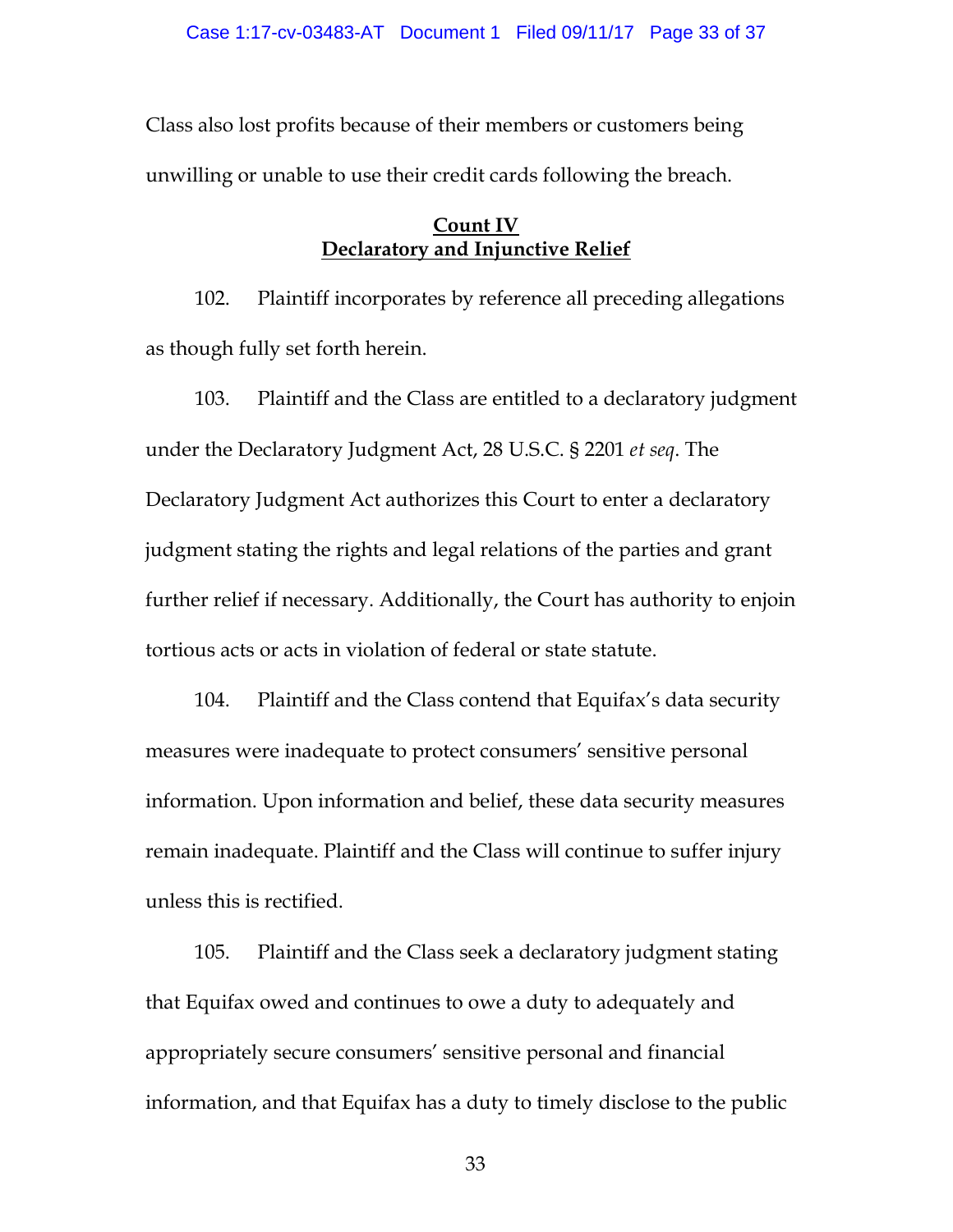Class also lost profits because of their members or customers being unwilling or unable to use their credit cards following the breach.

**Count IV**
**Declaratory and Injunctive Relief**

102. Plaintiff incorporates by reference all preceding allegations as though fully set forth herein.

103. Plaintiff and the Class are entitled to a declaratory judgment under the Declaratory Judgment Act, 28 U.S.C. § 2201 *et seq*. The Declaratory Judgment Act authorizes this Court to enter a declaratory judgment stating the rights and legal relations of the parties and grant further relief if necessary. Additionally, the Court has authority to enjoin tortious acts or acts in violation of federal or state statute.

104. Plaintiff and the Class contend that Equifax's data security measures were inadequate to protect consumers' sensitive personal information. Upon information and belief, these data security measures remain inadequate. Plaintiff and the Class will continue to suffer injury unless this is rectified.

105. Plaintiff and the Class seek a declaratory judgment stating that Equifax owed and continues to owe a duty to adequately and appropriately secure consumers' sensitive personal and financial information, and that Equifax has a duty to timely disclose to the public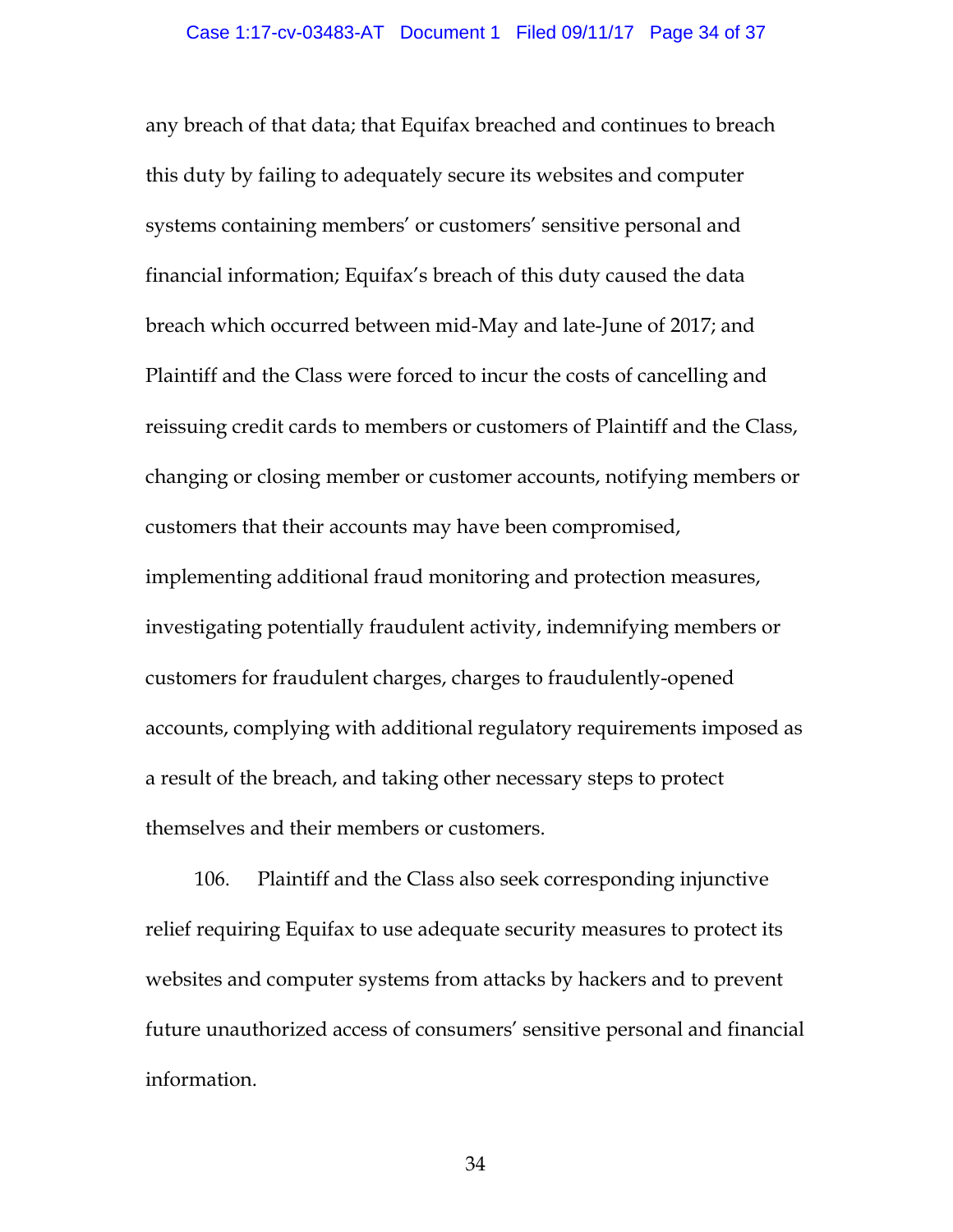any breach of that data; that Equifax breached and continues to breach this duty by failing to adequately secure its websites and computer systems containing members' or customers' sensitive personal and financial information; Equifax's breach of this duty caused the data breach which occurred between mid-May and late-June of 2017; and Plaintiff and the Class were forced to incur the costs of cancelling and reissuing credit cards to members or customers of Plaintiff and the Class, changing or closing member or customer accounts, notifying members or customers that their accounts may have been compromised, implementing additional fraud monitoring and protection measures, investigating potentially fraudulent activity, indemnifying members or customers for fraudulent charges, charges to fraudulently-opened accounts, complying with additional regulatory requirements imposed as a result of the breach, and taking other necessary steps to protect themselves and their members or customers.

106. Plaintiff and the Class also seek corresponding injunctive relief requiring Equifax to use adequate security measures to protect its websites and computer systems from attacks by hackers and to prevent future unauthorized access of consumers' sensitive personal and financial information.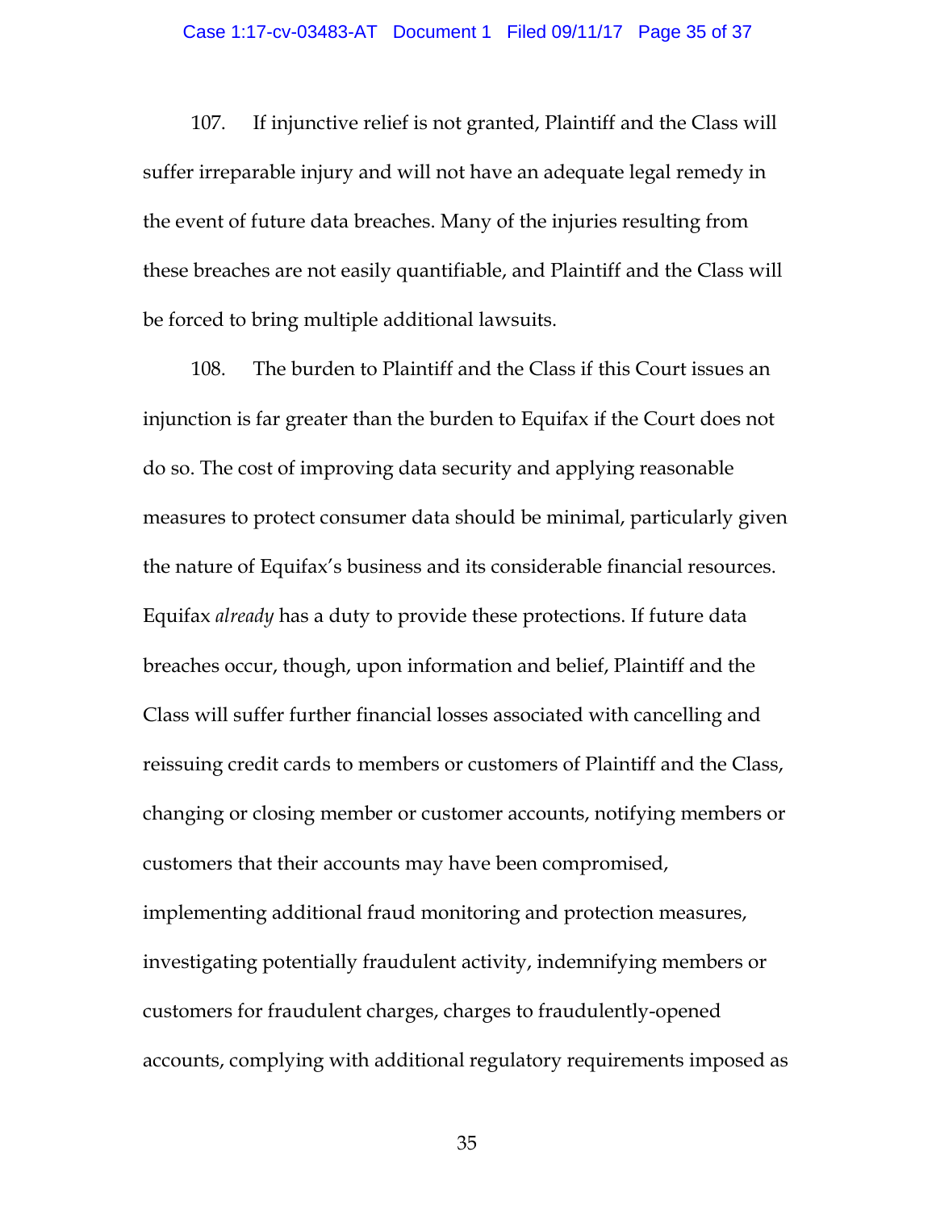107. If injunctive relief is not granted, Plaintiff and the Class will suffer irreparable injury and will not have an adequate legal remedy in the event of future data breaches. Many of the injuries resulting from these breaches are not easily quantifiable, and Plaintiff and the Class will be forced to bring multiple additional lawsuits.

108. The burden to Plaintiff and the Class if this Court issues an injunction is far greater than the burden to Equifax if the Court does not do so. The cost of improving data security and applying reasonable measures to protect consumer data should be minimal, particularly given the nature of Equifax's business and its considerable financial resources. Equifax *already* has a duty to provide these protections. If future data breaches occur, though, upon information and belief, Plaintiff and the Class will suffer further financial losses associated with cancelling and reissuing credit cards to members or customers of Plaintiff and the Class, changing or closing member or customer accounts, notifying members or customers that their accounts may have been compromised, implementing additional fraud monitoring and protection measures, investigating potentially fraudulent activity, indemnifying members or customers for fraudulent charges, charges to fraudulently-opened accounts, complying with additional regulatory requirements imposed as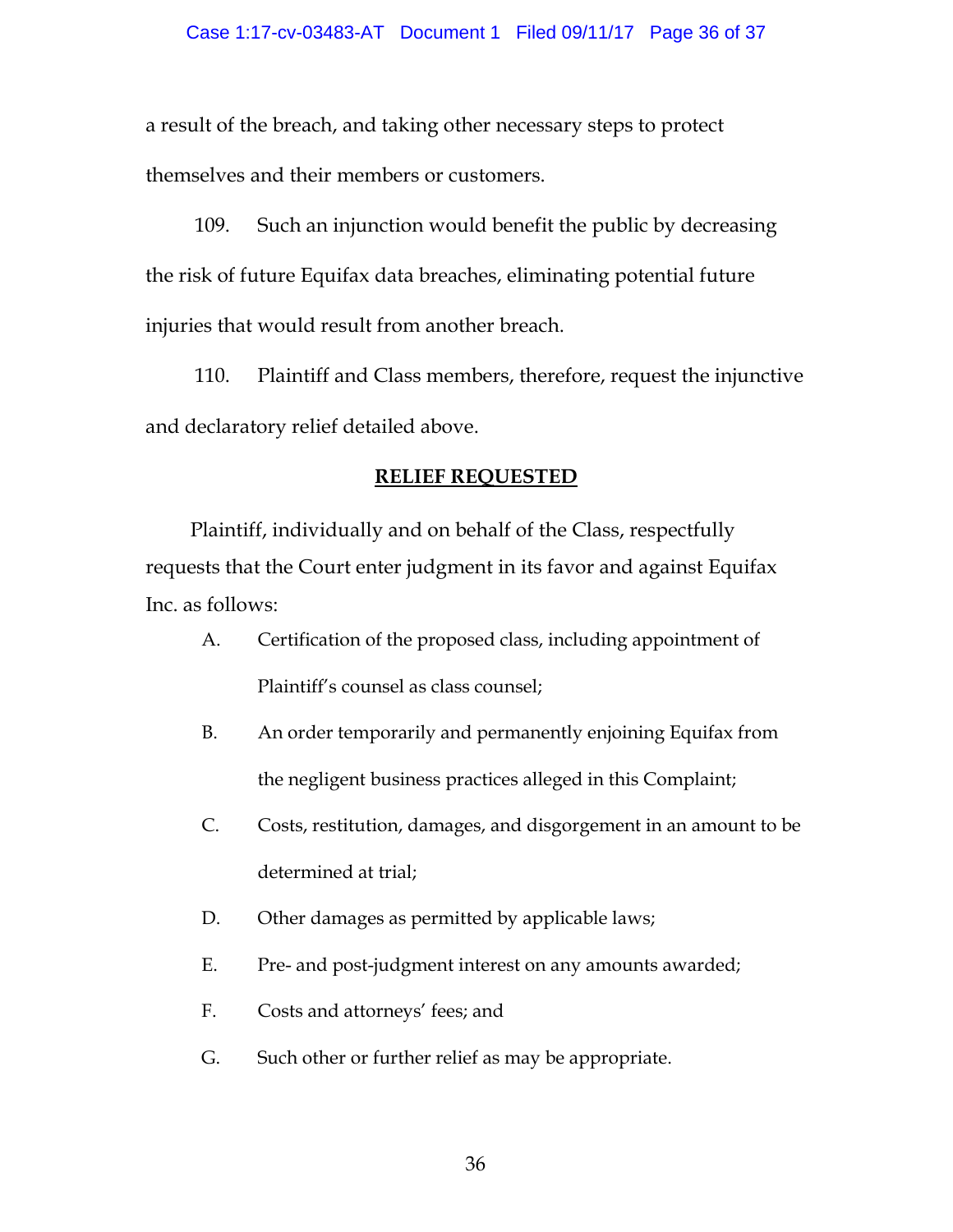a result of the breach, and taking other necessary steps to protect themselves and their members or customers.

109. Such an injunction would benefit the public by decreasing the risk of future Equifax data breaches, eliminating potential future injuries that would result from another breach.

110. Plaintiff and Class members, therefore, request the injunctive and declaratory relief detailed above.

## **RELIEF REQUESTED**

Plaintiff, individually and on behalf of the Class, respectfully requests that the Court enter judgment in its favor and against Equifax Inc. as follows:

A. Certification of the proposed class, including appointment of Plaintiff's counsel as class counsel;

B. An order temporarily and permanently enjoining Equifax from the negligent business practices alleged in this Complaint;

C. Costs, restitution, damages, and disgorgement in an amount to be determined at trial;

D. Other damages as permitted by applicable laws;

E. Pre- and post-judgment interest on any amounts awarded;

F. Costs and attorneys' fees; and

G. Such other or further relief as may be appropriate.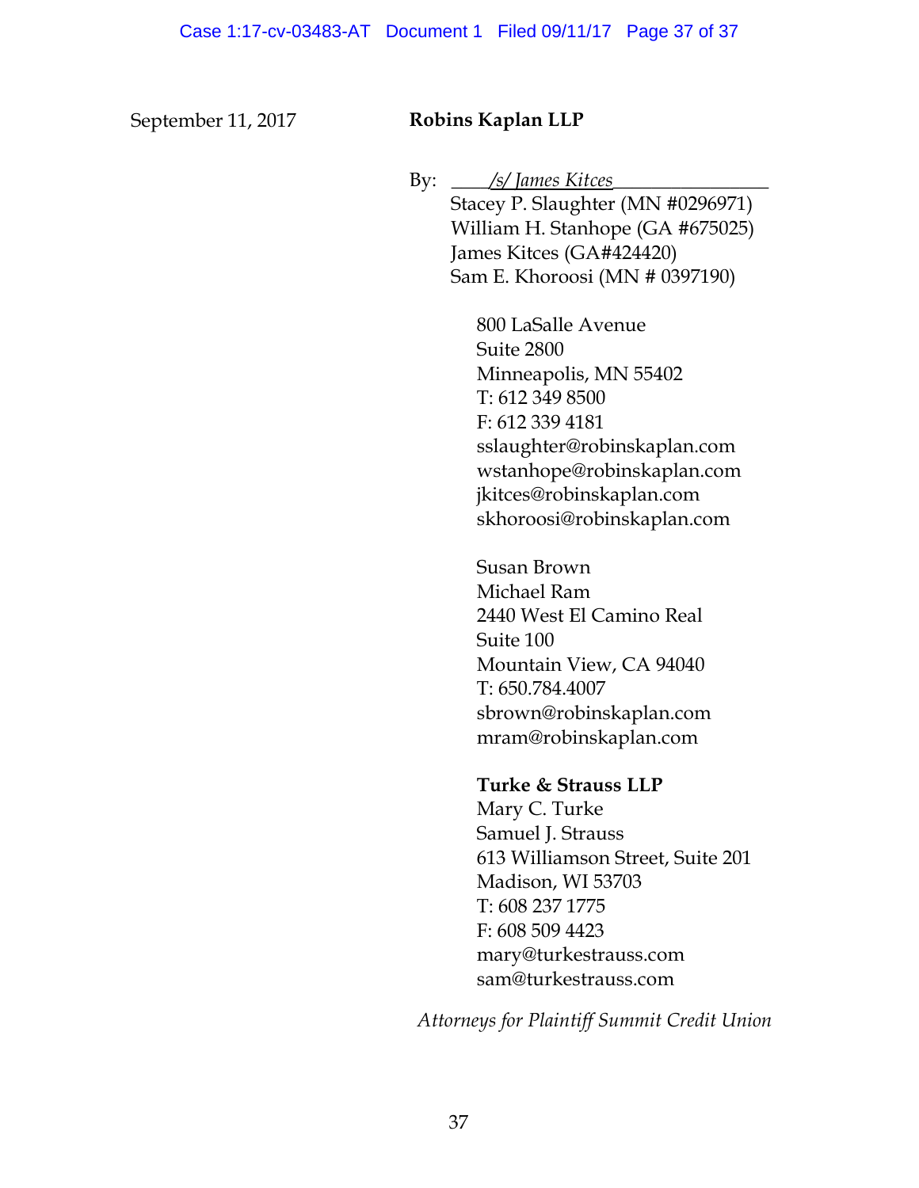September 11, 2017

**Robins Kaplan LLP**

By: ____*/s/ James Kitces*________________

Stacey P. Slaughter (MN #0296971)
William H. Stanhope (GA #675025)
James Kitces (GA#424420)
Sam E. Khoroosi (MN # 0397190)

800 LaSalle Avenue
Suite 2800
Minneapolis, MN 55402
T: 612 349 8500
F: 612 339 4181
sslaughter@robinskaplan.com
wstanhope@robinskaplan.com
jkitces@robinskaplan.com
skhoroosi@robinskaplan.com

Susan Brown
Michael Ram
2440 West El Camino Real
Suite 100
Mountain View, CA 94040
T: 650.784.4007
sbrown@robinskaplan.com
mram@robinskaplan.com

**Turke & Strauss LLP**
Mary C. Turke
Samuel J. Strauss
613 Williamson Street, Suite 201
Madison, WI 53703
T: 608 237 1775
F: 608 509 4423
mary@turkestrauss.com
sam@turkestrauss.com

*Attorneys for Plaintiff Summit Credit Union*